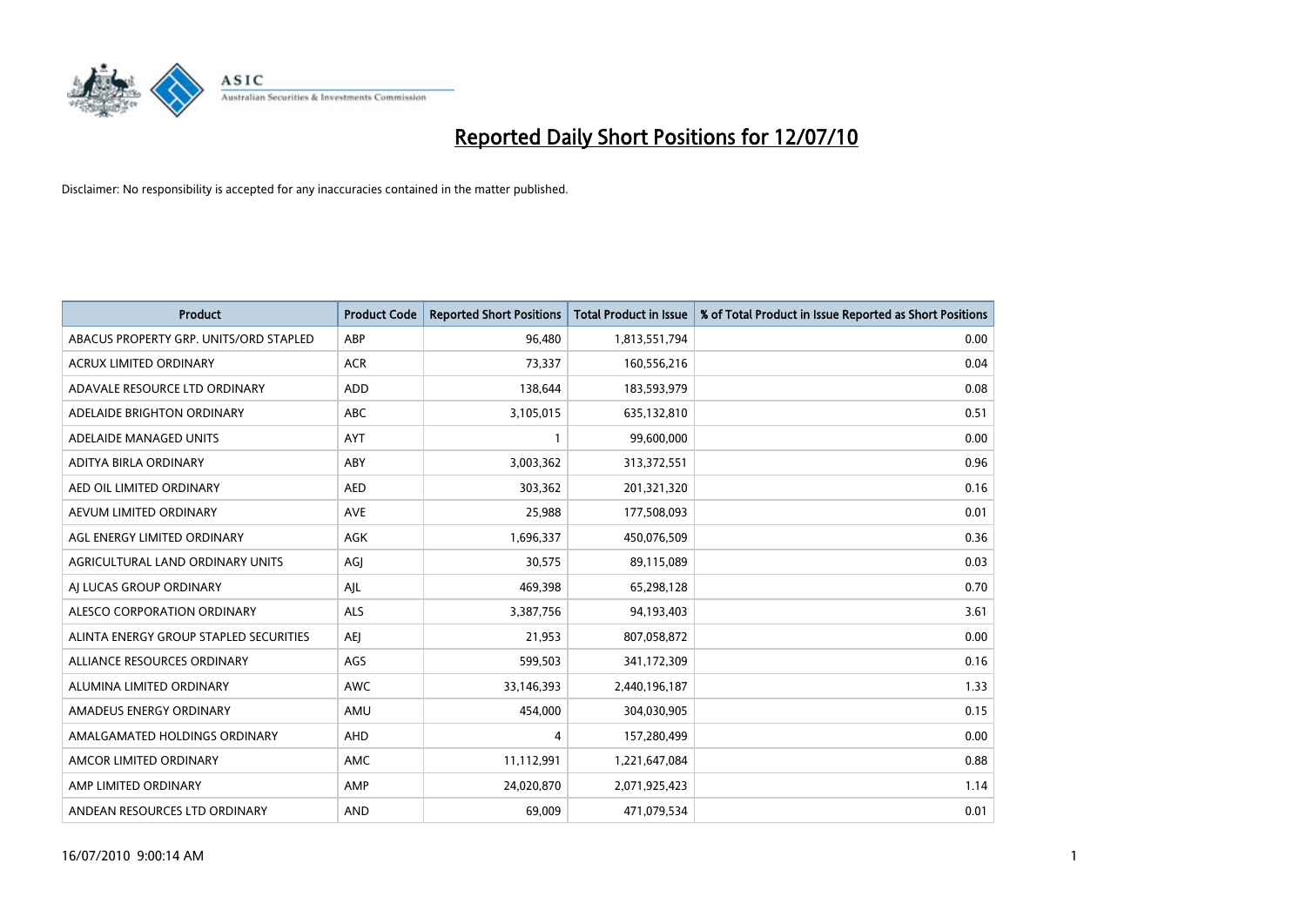# Reported Daily Short Positions for 12/07/10

Disclaimer: No responsibility is accepted for any inaccuracies contained in the matter published.

| Product | Product Code | Reported Short Positions | Total Product in Issue | % of Total Product in Issue Reported as Short Positions |
|---|---|---|---|---|
| ABACUS PROPERTY GRP. UNITS/ORD STAPLED | ABP | 96,480 | 1,813,551,794 | 0.00 |
| ACRUX LIMITED ORDINARY | ACR | 73,337 | 160,556,216 | 0.04 |
| ADAVALE RESOURCE LTD ORDINARY | ADD | 138,644 | 183,593,979 | 0.08 |
| ADELAIDE BRIGHTON ORDINARY | ABC | 3,105,015 | 635,132,810 | 0.51 |
| ADELAIDE MANAGED UNITS | AYT | 1 | 99,600,000 | 0.00 |
| ADITYA BIRLA ORDINARY | ABY | 3,003,362 | 313,372,551 | 0.96 |
| AED OIL LIMITED ORDINARY | AED | 303,362 | 201,321,320 | 0.16 |
| AEVUM LIMITED ORDINARY | AVE | 25,988 | 177,508,093 | 0.01 |
| AGL ENERGY LIMITED ORDINARY | AGK | 1,696,337 | 450,076,509 | 0.36 |
| AGRICULTURAL LAND ORDINARY UNITS | AGJ | 30,575 | 89,115,089 | 0.03 |
| AJ LUCAS GROUP ORDINARY | AJL | 469,398 | 65,298,128 | 0.70 |
| ALESCO CORPORATION ORDINARY | ALS | 3,387,756 | 94,193,403 | 3.61 |
| ALINTA ENERGY GROUP STAPLED SECURITIES | AEJ | 21,953 | 807,058,872 | 0.00 |
| ALLIANCE RESOURCES ORDINARY | AGS | 599,503 | 341,172,309 | 0.16 |
| ALUMINA LIMITED ORDINARY | AWC | 33,146,393 | 2,440,196,187 | 1.33 |
| AMADEUS ENERGY ORDINARY | AMU | 454,000 | 304,030,905 | 0.15 |
| AMALGAMATED HOLDINGS ORDINARY | AHD | 4 | 157,280,499 | 0.00 |
| AMCOR LIMITED ORDINARY | AMC | 11,112,991 | 1,221,647,084 | 0.88 |
| AMP LIMITED ORDINARY | AMP | 24,020,870 | 2,071,925,423 | 1.14 |
| ANDEAN RESOURCES LTD ORDINARY | AND | 69,009 | 471,079,534 | 0.01 |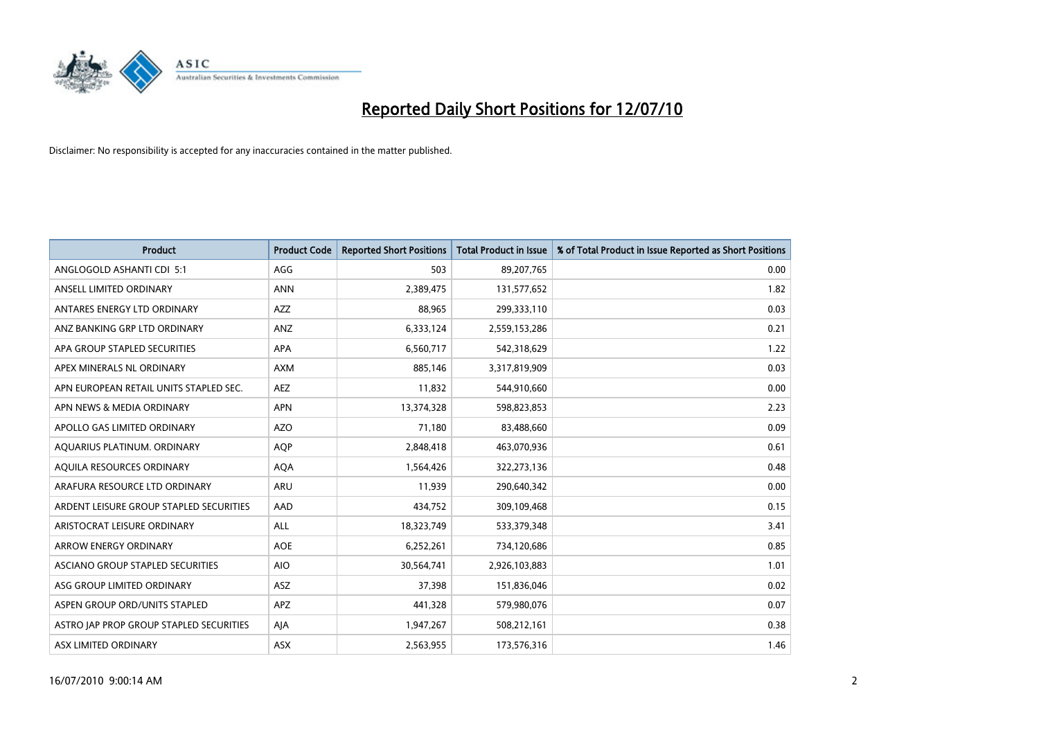# Reported Daily Short Positions for 12/07/10

Disclaimer: No responsibility is accepted for any inaccuracies contained in the matter published.

| Product | Product Code | Reported Short Positions | Total Product in Issue | % of Total Product in Issue Reported as Short Positions |
|---|---|---|---|---|
| ANGLOGOLD ASHANTI CDI 5:1 | AGG | 503 | 89,207,765 | 0.00 |
| ANSELL LIMITED ORDINARY | ANN | 2,389,475 | 131,577,652 | 1.82 |
| ANTARES ENERGY LTD ORDINARY | AZZ | 88,965 | 299,333,110 | 0.03 |
| ANZ BANKING GRP LTD ORDINARY | ANZ | 6,333,124 | 2,559,153,286 | 0.21 |
| APA GROUP STAPLED SECURITIES | APA | 6,560,717 | 542,318,629 | 1.22 |
| APEX MINERALS NL ORDINARY | AXM | 885,146 | 3,317,819,909 | 0.03 |
| APN EUROPEAN RETAIL UNITS STAPLED SEC. | AEZ | 11,832 | 544,910,660 | 0.00 |
| APN NEWS & MEDIA ORDINARY | APN | 13,374,328 | 598,823,853 | 2.23 |
| APOLLO GAS LIMITED ORDINARY | AZO | 71,180 | 83,488,660 | 0.09 |
| AQUARIUS PLATINUM. ORDINARY | AQP | 2,848,418 | 463,070,936 | 0.61 |
| AQUILA RESOURCES ORDINARY | AQA | 1,564,426 | 322,273,136 | 0.48 |
| ARAFURA RESOURCE LTD ORDINARY | ARU | 11,939 | 290,640,342 | 0.00 |
| ARDENT LEISURE GROUP STAPLED SECURITIES | AAD | 434,752 | 309,109,468 | 0.15 |
| ARISTOCRAT LEISURE ORDINARY | ALL | 18,323,749 | 533,379,348 | 3.41 |
| ARROW ENERGY ORDINARY | AOE | 6,252,261 | 734,120,686 | 0.85 |
| ASCIANO GROUP STAPLED SECURITIES | AIO | 30,564,741 | 2,926,103,883 | 1.01 |
| ASG GROUP LIMITED ORDINARY | ASZ | 37,398 | 151,836,046 | 0.02 |
| ASPEN GROUP ORD/UNITS STAPLED | APZ | 441,328 | 579,980,076 | 0.07 |
| ASTRO JAP PROP GROUP STAPLED SECURITIES | AJA | 1,947,267 | 508,212,161 | 0.38 |
| ASX LIMITED ORDINARY | ASX | 2,563,955 | 173,576,316 | 1.46 |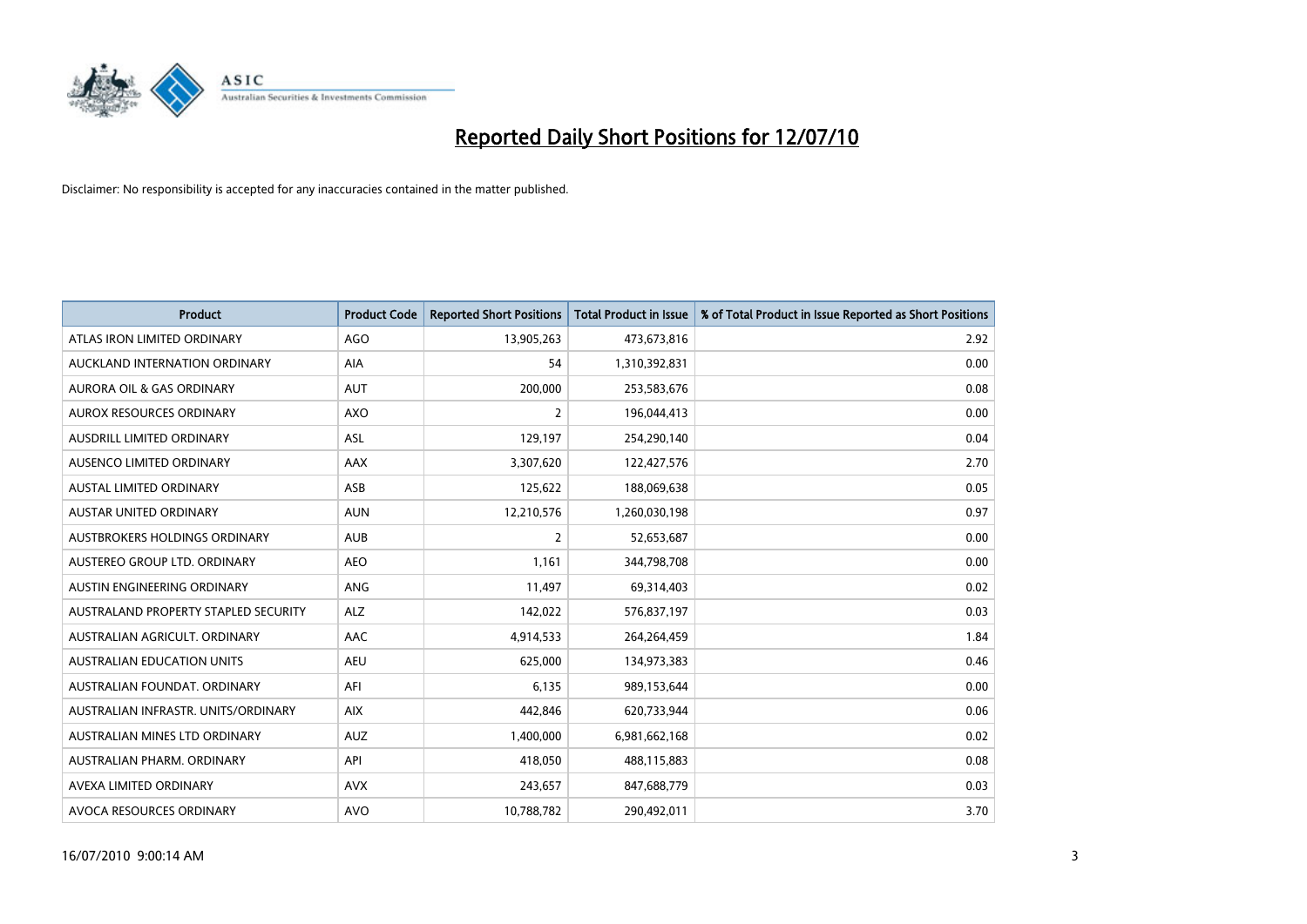# Reported Daily Short Positions for 12/07/10

Disclaimer: No responsibility is accepted for any inaccuracies contained in the matter published.

| Product | Product Code | Reported Short Positions | Total Product in Issue | % of Total Product in Issue Reported as Short Positions |
|---|---|---|---|---|
| ATLAS IRON LIMITED ORDINARY | AGO | 13,905,263 | 473,673,816 | 2.92 |
| AUCKLAND INTERNATION ORDINARY | AIA | 54 | 1,310,392,831 | 0.00 |
| AURORA OIL & GAS ORDINARY | AUT | 200,000 | 253,583,676 | 0.08 |
| AUROX RESOURCES ORDINARY | AXO | 2 | 196,044,413 | 0.00 |
| AUSDRILL LIMITED ORDINARY | ASL | 129,197 | 254,290,140 | 0.04 |
| AUSENCO LIMITED ORDINARY | AAX | 3,307,620 | 122,427,576 | 2.70 |
| AUSTAL LIMITED ORDINARY | ASB | 125,622 | 188,069,638 | 0.05 |
| AUSTAR UNITED ORDINARY | AUN | 12,210,576 | 1,260,030,198 | 0.97 |
| AUSTBROKERS HOLDINGS ORDINARY | AUB | 2 | 52,653,687 | 0.00 |
| AUSTEREO GROUP LTD. ORDINARY | AEO | 1,161 | 344,798,708 | 0.00 |
| AUSTIN ENGINEERING ORDINARY | ANG | 11,497 | 69,314,403 | 0.02 |
| AUSTRALAND PROPERTY STAPLED SECURITY | ALZ | 142,022 | 576,837,197 | 0.03 |
| AUSTRALIAN AGRICULT. ORDINARY | AAC | 4,914,533 | 264,264,459 | 1.84 |
| AUSTRALIAN EDUCATION UNITS | AEU | 625,000 | 134,973,383 | 0.46 |
| AUSTRALIAN FOUNDAT. ORDINARY | AFI | 6,135 | 989,153,644 | 0.00 |
| AUSTRALIAN INFRASTR. UNITS/ORDINARY | AIX | 442,846 | 620,733,944 | 0.06 |
| AUSTRALIAN MINES LTD ORDINARY | AUZ | 1,400,000 | 6,981,662,168 | 0.02 |
| AUSTRALIAN PHARM. ORDINARY | API | 418,050 | 488,115,883 | 0.08 |
| AVEXA LIMITED ORDINARY | AVX | 243,657 | 847,688,779 | 0.03 |
| AVOCA RESOURCES ORDINARY | AVO | 10,788,782 | 290,492,011 | 3.70 |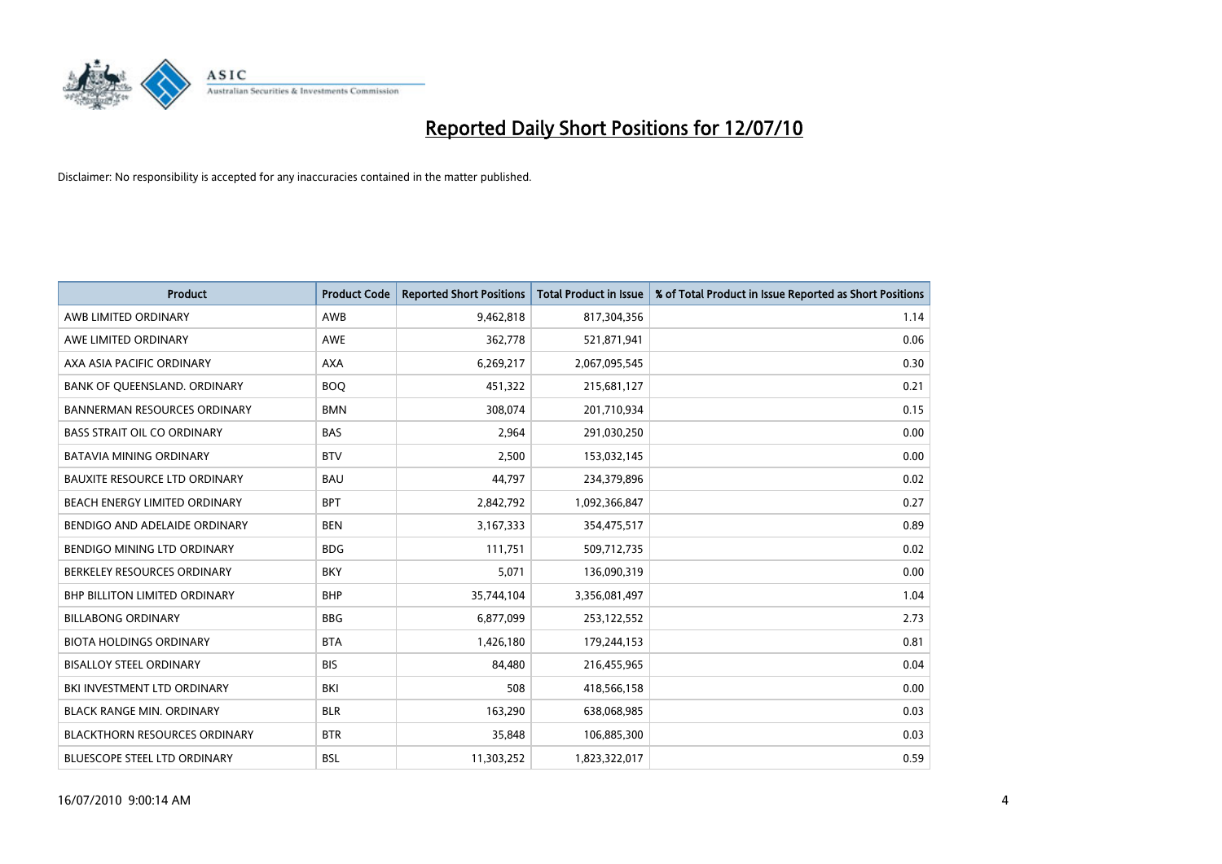# Reported Daily Short Positions for 12/07/10

Disclaimer: No responsibility is accepted for any inaccuracies contained in the matter published.

| Product | Product Code | Reported Short Positions | Total Product in Issue | % of Total Product in Issue Reported as Short Positions |
|---|---|---|---|---|
| AWB LIMITED ORDINARY | AWB | 9,462,818 | 817,304,356 | 1.14 |
| AWE LIMITED ORDINARY | AWE | 362,778 | 521,871,941 | 0.06 |
| AXA ASIA PACIFIC ORDINARY | AXA | 6,269,217 | 2,067,095,545 | 0.30 |
| BANK OF QUEENSLAND. ORDINARY | BOQ | 451,322 | 215,681,127 | 0.21 |
| BANNERMAN RESOURCES ORDINARY | BMN | 308,074 | 201,710,934 | 0.15 |
| BASS STRAIT OIL CO ORDINARY | BAS | 2,964 | 291,030,250 | 0.00 |
| BATAVIA MINING ORDINARY | BTV | 2,500 | 153,032,145 | 0.00 |
| BAUXITE RESOURCE LTD ORDINARY | BAU | 44,797 | 234,379,896 | 0.02 |
| BEACH ENERGY LIMITED ORDINARY | BPT | 2,842,792 | 1,092,366,847 | 0.27 |
| BENDIGO AND ADELAIDE ORDINARY | BEN | 3,167,333 | 354,475,517 | 0.89 |
| BENDIGO MINING LTD ORDINARY | BDG | 111,751 | 509,712,735 | 0.02 |
| BERKELEY RESOURCES ORDINARY | BKY | 5,071 | 136,090,319 | 0.00 |
| BHP BILLITON LIMITED ORDINARY | BHP | 35,744,104 | 3,356,081,497 | 1.04 |
| BILLABONG ORDINARY | BBG | 6,877,099 | 253,122,552 | 2.73 |
| BIOTA HOLDINGS ORDINARY | BTA | 1,426,180 | 179,244,153 | 0.81 |
| BISALLOY STEEL ORDINARY | BIS | 84,480 | 216,455,965 | 0.04 |
| BKI INVESTMENT LTD ORDINARY | BKI | 508 | 418,566,158 | 0.00 |
| BLACK RANGE MIN. ORDINARY | BLR | 163,290 | 638,068,985 | 0.03 |
| BLACKTHORN RESOURCES ORDINARY | BTR | 35,848 | 106,885,300 | 0.03 |
| BLUESCOPE STEEL LTD ORDINARY | BSL | 11,303,252 | 1,823,322,017 | 0.59 |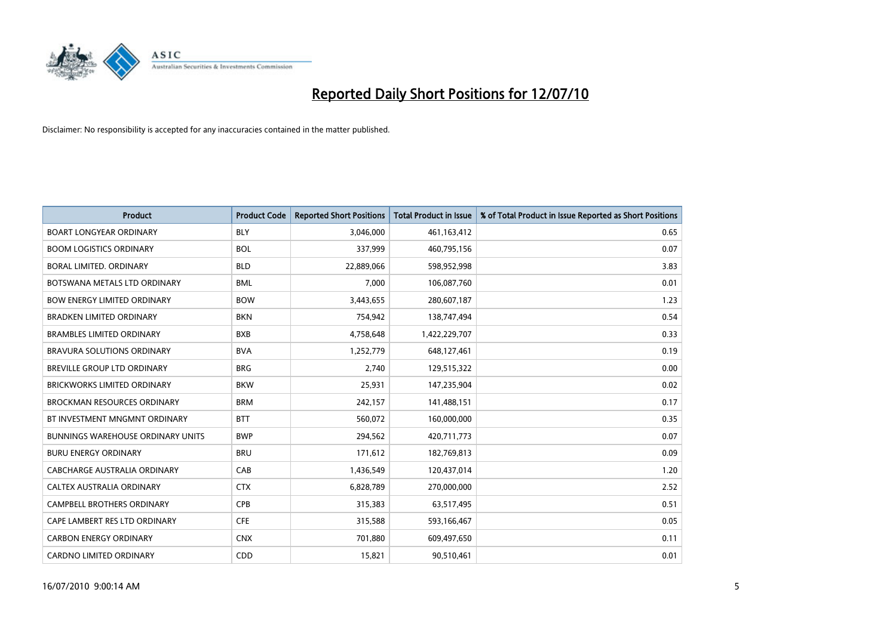# Reported Daily Short Positions for 12/07/10

Disclaimer: No responsibility is accepted for any inaccuracies contained in the matter published.

| Product | Product Code | Reported Short Positions | Total Product in Issue | % of Total Product in Issue Reported as Short Positions |
|---|---|---|---|---|
| BOART LONGYEAR ORDINARY | BLY | 3,046,000 | 461,163,412 | 0.65 |
| BOOM LOGISTICS ORDINARY | BOL | 337,999 | 460,795,156 | 0.07 |
| BORAL LIMITED. ORDINARY | BLD | 22,889,066 | 598,952,998 | 3.83 |
| BOTSWANA METALS LTD ORDINARY | BML | 7,000 | 106,087,760 | 0.01 |
| BOW ENERGY LIMITED ORDINARY | BOW | 3,443,655 | 280,607,187 | 1.23 |
| BRADKEN LIMITED ORDINARY | BKN | 754,942 | 138,747,494 | 0.54 |
| BRAMBLES LIMITED ORDINARY | BXB | 4,758,648 | 1,422,229,707 | 0.33 |
| BRAVURA SOLUTIONS ORDINARY | BVA | 1,252,779 | 648,127,461 | 0.19 |
| BREVILLE GROUP LTD ORDINARY | BRG | 2,740 | 129,515,322 | 0.00 |
| BRICKWORKS LIMITED ORDINARY | BKW | 25,931 | 147,235,904 | 0.02 |
| BROCKMAN RESOURCES ORDINARY | BRM | 242,157 | 141,488,151 | 0.17 |
| BT INVESTMENT MNGMNT ORDINARY | BTT | 560,072 | 160,000,000 | 0.35 |
| BUNNINGS WAREHOUSE ORDINARY UNITS | BWP | 294,562 | 420,711,773 | 0.07 |
| BURU ENERGY ORDINARY | BRU | 171,612 | 182,769,813 | 0.09 |
| CABCHARGE AUSTRALIA ORDINARY | CAB | 1,436,549 | 120,437,014 | 1.20 |
| CALTEX AUSTRALIA ORDINARY | CTX | 6,828,789 | 270,000,000 | 2.52 |
| CAMPBELL BROTHERS ORDINARY | CPB | 315,383 | 63,517,495 | 0.51 |
| CAPE LAMBERT RES LTD ORDINARY | CFE | 315,588 | 593,166,467 | 0.05 |
| CARBON ENERGY ORDINARY | CNX | 701,880 | 609,497,650 | 0.11 |
| CARDNO LIMITED ORDINARY | CDD | 15,821 | 90,510,461 | 0.01 |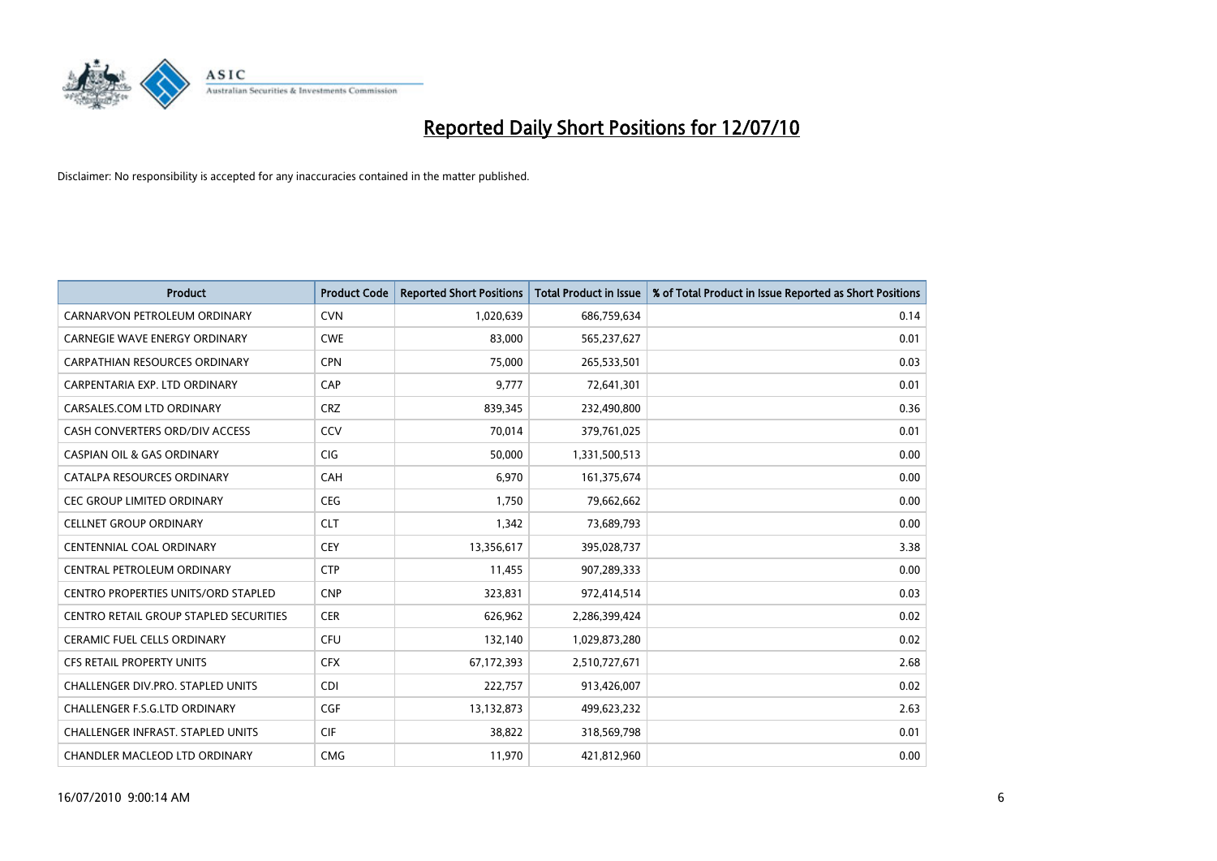# Reported Daily Short Positions for 12/07/10

Disclaimer: No responsibility is accepted for any inaccuracies contained in the matter published.

| Product | Product Code | Reported Short Positions | Total Product in Issue | % of Total Product in Issue Reported as Short Positions |
|---|---|---|---|---|
| CARNARVON PETROLEUM ORDINARY | CVN | 1,020,639 | 686,759,634 | 0.14 |
| CARNEGIE WAVE ENERGY ORDINARY | CWE | 83,000 | 565,237,627 | 0.01 |
| CARPATHIAN RESOURCES ORDINARY | CPN | 75,000 | 265,533,501 | 0.03 |
| CARPENTARIA EXP. LTD ORDINARY | CAP | 9,777 | 72,641,301 | 0.01 |
| CARSALES.COM LTD ORDINARY | CRZ | 839,345 | 232,490,800 | 0.36 |
| CASH CONVERTERS ORD/DIV ACCESS | CCV | 70,014 | 379,761,025 | 0.01 |
| CASPIAN OIL & GAS ORDINARY | CIG | 50,000 | 1,331,500,513 | 0.00 |
| CATALPA RESOURCES ORDINARY | CAH | 6,970 | 161,375,674 | 0.00 |
| CEC GROUP LIMITED ORDINARY | CEG | 1,750 | 79,662,662 | 0.00 |
| CELLNET GROUP ORDINARY | CLT | 1,342 | 73,689,793 | 0.00 |
| CENTENNIAL COAL ORDINARY | CEY | 13,356,617 | 395,028,737 | 3.38 |
| CENTRAL PETROLEUM ORDINARY | CTP | 11,455 | 907,289,333 | 0.00 |
| CENTRO PROPERTIES UNITS/ORD STAPLED | CNP | 323,831 | 972,414,514 | 0.03 |
| CENTRO RETAIL GROUP STAPLED SECURITIES | CER | 626,962 | 2,286,399,424 | 0.02 |
| CERAMIC FUEL CELLS ORDINARY | CFU | 132,140 | 1,029,873,280 | 0.02 |
| CFS RETAIL PROPERTY UNITS | CFX | 67,172,393 | 2,510,727,671 | 2.68 |
| CHALLENGER DIV.PRO. STAPLED UNITS | CDI | 222,757 | 913,426,007 | 0.02 |
| CHALLENGER F.S.G.LTD ORDINARY | CGF | 13,132,873 | 499,623,232 | 2.63 |
| CHALLENGER INFRAST. STAPLED UNITS | CIF | 38,822 | 318,569,798 | 0.01 |
| CHANDLER MACLEOD LTD ORDINARY | CMG | 11,970 | 421,812,960 | 0.00 |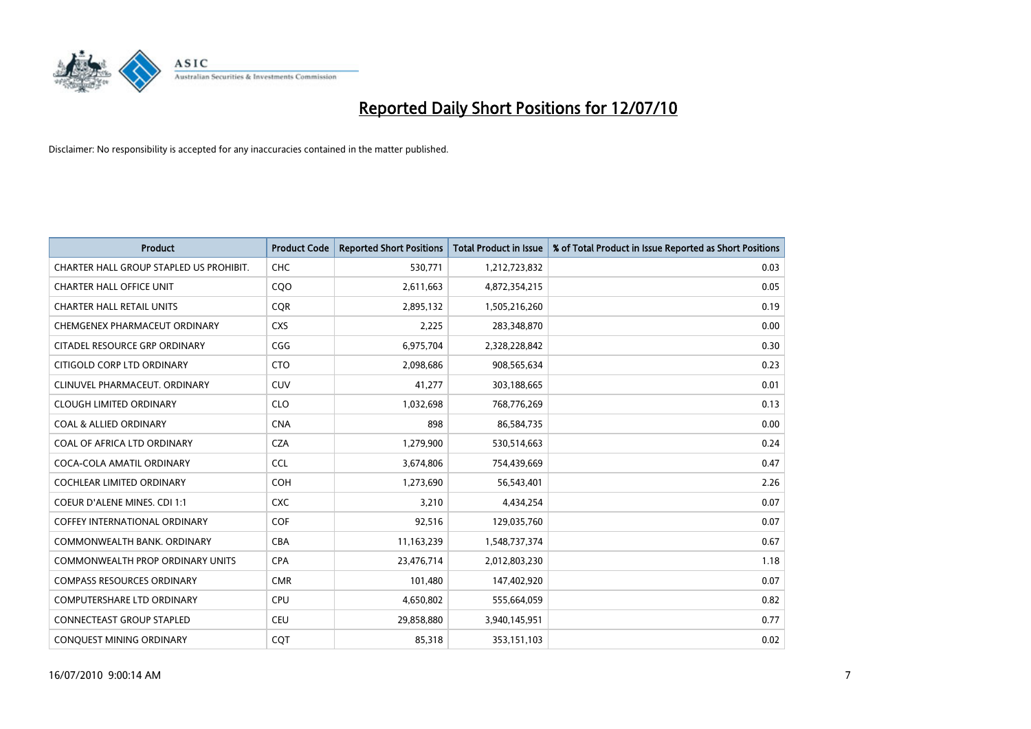# Reported Daily Short Positions for 12/07/10

Disclaimer: No responsibility is accepted for any inaccuracies contained in the matter published.

| Product | Product Code | Reported Short Positions | Total Product in Issue | % of Total Product in Issue Reported as Short Positions |
|---|---|---|---|---|
| CHARTER HALL GROUP STAPLED US PROHIBIT. | CHC | 530,771 | 1,212,723,832 | 0.03 |
| CHARTER HALL OFFICE UNIT | CQO | 2,611,663 | 4,872,354,215 | 0.05 |
| CHARTER HALL RETAIL UNITS | CQR | 2,895,132 | 1,505,216,260 | 0.19 |
| CHEMGENEX PHARMACEUT ORDINARY | CXS | 2,225 | 283,348,870 | 0.00 |
| CITADEL RESOURCE GRP ORDINARY | CGG | 6,975,704 | 2,328,228,842 | 0.30 |
| CITIGOLD CORP LTD ORDINARY | CTO | 2,098,686 | 908,565,634 | 0.23 |
| CLINUVEL PHARMACEUT. ORDINARY | CUV | 41,277 | 303,188,665 | 0.01 |
| CLOUGH LIMITED ORDINARY | CLO | 1,032,698 | 768,776,269 | 0.13 |
| COAL & ALLIED ORDINARY | CNA | 898 | 86,584,735 | 0.00 |
| COAL OF AFRICA LTD ORDINARY | CZA | 1,279,900 | 530,514,663 | 0.24 |
| COCA-COLA AMATIL ORDINARY | CCL | 3,674,806 | 754,439,669 | 0.47 |
| COCHLEAR LIMITED ORDINARY | COH | 1,273,690 | 56,543,401 | 2.26 |
| COEUR D'ALENE MINES. CDI 1:1 | CXC | 3,210 | 4,434,254 | 0.07 |
| COFFEY INTERNATIONAL ORDINARY | COF | 92,516 | 129,035,760 | 0.07 |
| COMMONWEALTH BANK. ORDINARY | CBA | 11,163,239 | 1,548,737,374 | 0.67 |
| COMMONWEALTH PROP ORDINARY UNITS | CPA | 23,476,714 | 2,012,803,230 | 1.18 |
| COMPASS RESOURCES ORDINARY | CMR | 101,480 | 147,402,920 | 0.07 |
| COMPUTERSHARE LTD ORDINARY | CPU | 4,650,802 | 555,664,059 | 0.82 |
| CONNECTEAST GROUP STAPLED | CEU | 29,858,880 | 3,940,145,951 | 0.77 |
| CONQUEST MINING ORDINARY | CQT | 85,318 | 353,151,103 | 0.02 |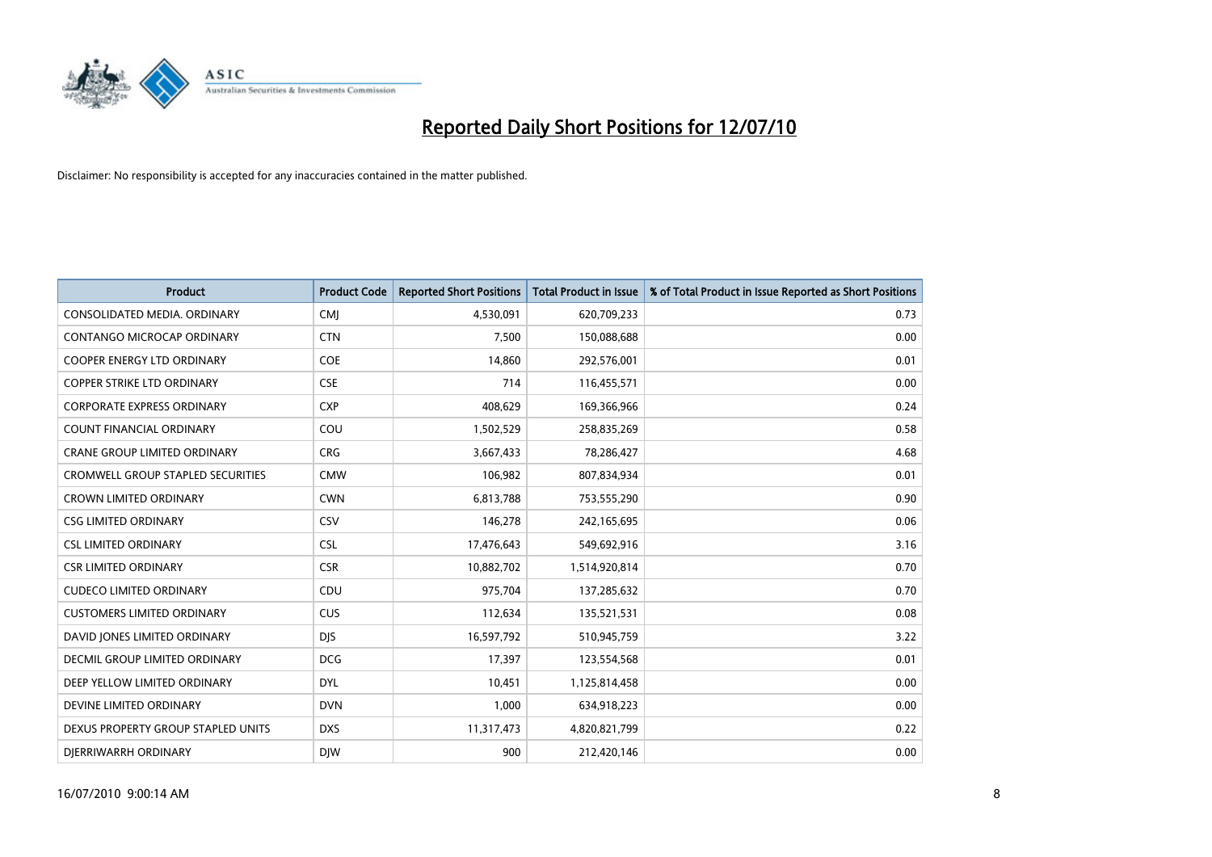# Reported Daily Short Positions for 12/07/10

Disclaimer: No responsibility is accepted for any inaccuracies contained in the matter published.

| Product | Product Code | Reported Short Positions | Total Product in Issue | % of Total Product in Issue Reported as Short Positions |
|---|---|---|---|---|
| CONSOLIDATED MEDIA. ORDINARY | CMJ | 4,530,091 | 620,709,233 | 0.73 |
| CONTANGO MICROCAP ORDINARY | CTN | 7,500 | 150,088,688 | 0.00 |
| COOPER ENERGY LTD ORDINARY | COE | 14,860 | 292,576,001 | 0.01 |
| COPPER STRIKE LTD ORDINARY | CSE | 714 | 116,455,571 | 0.00 |
| CORPORATE EXPRESS ORDINARY | CXP | 408,629 | 169,366,966 | 0.24 |
| COUNT FINANCIAL ORDINARY | COU | 1,502,529 | 258,835,269 | 0.58 |
| CRANE GROUP LIMITED ORDINARY | CRG | 3,667,433 | 78,286,427 | 4.68 |
| CROMWELL GROUP STAPLED SECURITIES | CMW | 106,982 | 807,834,934 | 0.01 |
| CROWN LIMITED ORDINARY | CWN | 6,813,788 | 753,555,290 | 0.90 |
| CSG LIMITED ORDINARY | CSV | 146,278 | 242,165,695 | 0.06 |
| CSL LIMITED ORDINARY | CSL | 17,476,643 | 549,692,916 | 3.16 |
| CSR LIMITED ORDINARY | CSR | 10,882,702 | 1,514,920,814 | 0.70 |
| CUDECO LIMITED ORDINARY | CDU | 975,704 | 137,285,632 | 0.70 |
| CUSTOMERS LIMITED ORDINARY | CUS | 112,634 | 135,521,531 | 0.08 |
| DAVID JONES LIMITED ORDINARY | DJS | 16,597,792 | 510,945,759 | 3.22 |
| DECMIL GROUP LIMITED ORDINARY | DCG | 17,397 | 123,554,568 | 0.01 |
| DEEP YELLOW LIMITED ORDINARY | DYL | 10,451 | 1,125,814,458 | 0.00 |
| DEVINE LIMITED ORDINARY | DVN | 1,000 | 634,918,223 | 0.00 |
| DEXUS PROPERTY GROUP STAPLED UNITS | DXS | 11,317,473 | 4,820,821,799 | 0.22 |
| DJERRIWARRH ORDINARY | DJW | 900 | 212,420,146 | 0.00 |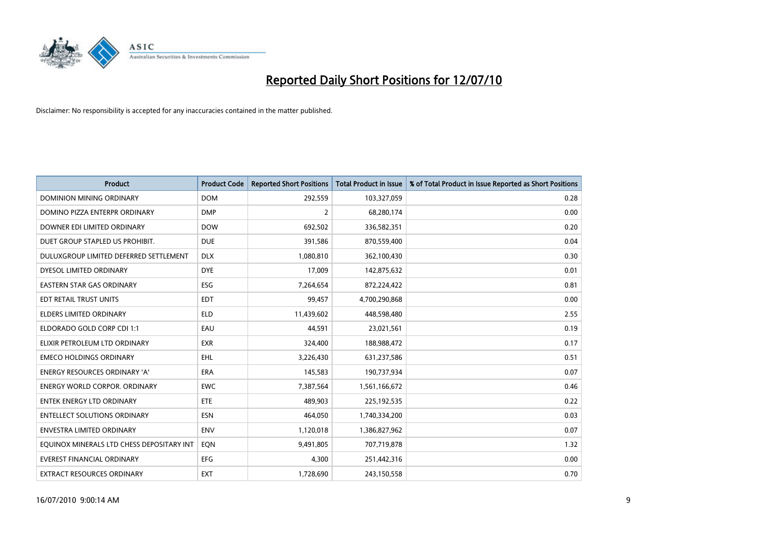# Reported Daily Short Positions for 12/07/10

Disclaimer: No responsibility is accepted for any inaccuracies contained in the matter published.

| Product | Product Code | Reported Short Positions | Total Product in Issue | % of Total Product in Issue Reported as Short Positions |
|---|---|---|---|---|
| DOMINION MINING ORDINARY | DOM | 292,559 | 103,327,059 | 0.28 |
| DOMINO PIZZA ENTERPR ORDINARY | DMP | 2 | 68,280,174 | 0.00 |
| DOWNER EDI LIMITED ORDINARY | DOW | 692,502 | 336,582,351 | 0.20 |
| DUET GROUP STAPLED US PROHIBIT. | DUE | 391,586 | 870,559,400 | 0.04 |
| DULUXGROUP LIMITED DEFERRED SETTLEMENT | DLX | 1,080,810 | 362,100,430 | 0.30 |
| DYESOL LIMITED ORDINARY | DYE | 17,009 | 142,875,632 | 0.01 |
| EASTERN STAR GAS ORDINARY | ESG | 7,264,654 | 872,224,422 | 0.81 |
| EDT RETAIL TRUST UNITS | EDT | 99,457 | 4,700,290,868 | 0.00 |
| ELDERS LIMITED ORDINARY | ELD | 11,439,602 | 448,598,480 | 2.55 |
| ELDORADO GOLD CORP CDI 1:1 | EAU | 44,591 | 23,021,561 | 0.19 |
| ELIXIR PETROLEUM LTD ORDINARY | EXR | 324,400 | 188,988,472 | 0.17 |
| EMECO HOLDINGS ORDINARY | EHL | 3,226,430 | 631,237,586 | 0.51 |
| ENERGY RESOURCES ORDINARY 'A' | ERA | 145,583 | 190,737,934 | 0.07 |
| ENERGY WORLD CORPOR. ORDINARY | EWC | 7,387,564 | 1,561,166,672 | 0.46 |
| ENTEK ENERGY LTD ORDINARY | ETE | 489,903 | 225,192,535 | 0.22 |
| ENTELLECT SOLUTIONS ORDINARY | ESN | 464,050 | 1,740,334,200 | 0.03 |
| ENVESTRA LIMITED ORDINARY | ENV | 1,120,018 | 1,386,827,962 | 0.07 |
| EQUINOX MINERALS LTD CHESS DEPOSITARY INT | EQN | 9,491,805 | 707,719,878 | 1.32 |
| EVEREST FINANCIAL ORDINARY | EFG | 4,300 | 251,442,316 | 0.00 |
| EXTRACT RESOURCES ORDINARY | EXT | 1,728,690 | 243,150,558 | 0.70 |

16/07/2010 9:00:14 AM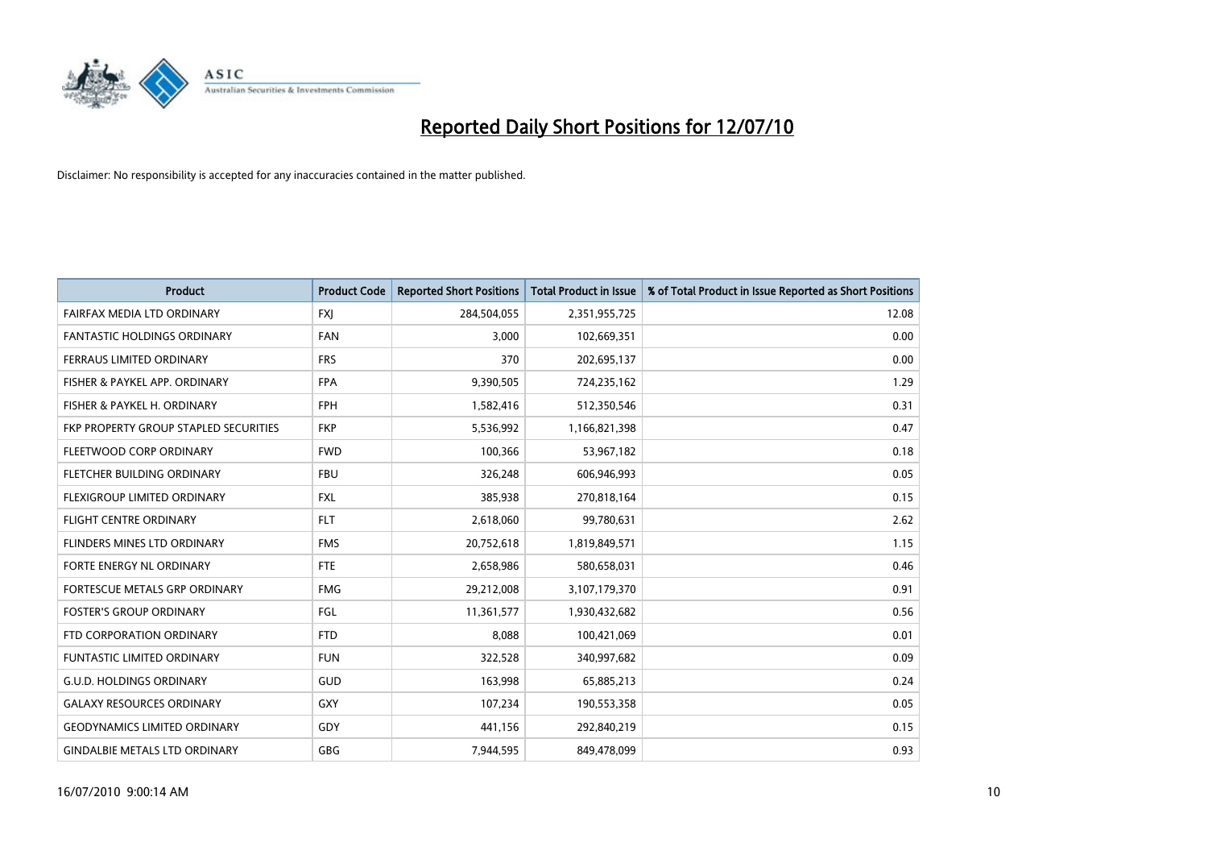# Reported Daily Short Positions for 12/07/10

Disclaimer: No responsibility is accepted for any inaccuracies contained in the matter published.

| Product | Product Code | Reported Short Positions | Total Product in Issue | % of Total Product in Issue Reported as Short Positions |
|---|---|---|---|---|
| FAIRFAX MEDIA LTD ORDINARY | FXJ | 284,504,055 | 2,351,955,725 | 12.08 |
| FANTASTIC HOLDINGS ORDINARY | FAN | 3,000 | 102,669,351 | 0.00 |
| FERRAUS LIMITED ORDINARY | FRS | 370 | 202,695,137 | 0.00 |
| FISHER & PAYKEL APP. ORDINARY | FPA | 9,390,505 | 724,235,162 | 1.29 |
| FISHER & PAYKEL H. ORDINARY | FPH | 1,582,416 | 512,350,546 | 0.31 |
| FKP PROPERTY GROUP STAPLED SECURITIES | FKP | 5,536,992 | 1,166,821,398 | 0.47 |
| FLEETWOOD CORP ORDINARY | FWD | 100,366 | 53,967,182 | 0.18 |
| FLETCHER BUILDING ORDINARY | FBU | 326,248 | 606,946,993 | 0.05 |
| FLEXIGROUP LIMITED ORDINARY | FXL | 385,938 | 270,818,164 | 0.15 |
| FLIGHT CENTRE ORDINARY | FLT | 2,618,060 | 99,780,631 | 2.62 |
| FLINDERS MINES LTD ORDINARY | FMS | 20,752,618 | 1,819,849,571 | 1.15 |
| FORTE ENERGY NL ORDINARY | FTE | 2,658,986 | 580,658,031 | 0.46 |
| FORTESCUE METALS GRP ORDINARY | FMG | 29,212,008 | 3,107,179,370 | 0.91 |
| FOSTER'S GROUP ORDINARY | FGL | 11,361,577 | 1,930,432,682 | 0.56 |
| FTD CORPORATION ORDINARY | FTD | 8,088 | 100,421,069 | 0.01 |
| FUNTASTIC LIMITED ORDINARY | FUN | 322,528 | 340,997,682 | 0.09 |
| G.U.D. HOLDINGS ORDINARY | GUD | 163,998 | 65,885,213 | 0.24 |
| GALAXY RESOURCES ORDINARY | GXY | 107,234 | 190,553,358 | 0.05 |
| GEODYNAMICS LIMITED ORDINARY | GDY | 441,156 | 292,840,219 | 0.15 |
| GINDALBIE METALS LTD ORDINARY | GBG | 7,944,595 | 849,478,099 | 0.93 |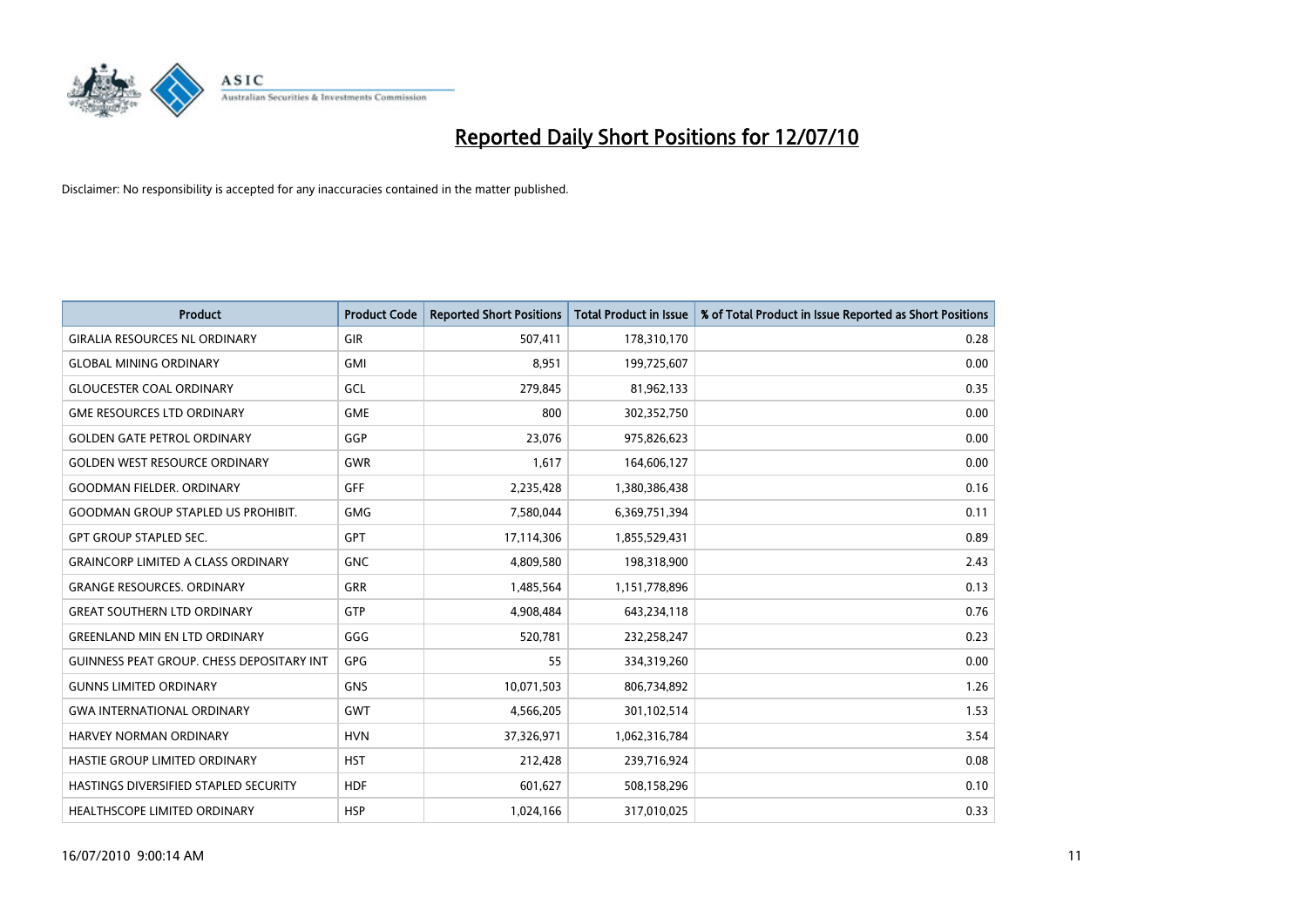# Reported Daily Short Positions for 12/07/10

Disclaimer: No responsibility is accepted for any inaccuracies contained in the matter published.

| Product | Product Code | Reported Short Positions | Total Product in Issue | % of Total Product in Issue Reported as Short Positions |
|---|---|---|---|---|
| GIRALIA RESOURCES NL ORDINARY | GIR | 507,411 | 178,310,170 | 0.28 |
| GLOBAL MINING ORDINARY | GMI | 8,951 | 199,725,607 | 0.00 |
| GLOUCESTER COAL ORDINARY | GCL | 279,845 | 81,962,133 | 0.35 |
| GME RESOURCES LTD ORDINARY | GME | 800 | 302,352,750 | 0.00 |
| GOLDEN GATE PETROL ORDINARY | GGP | 23,076 | 975,826,623 | 0.00 |
| GOLDEN WEST RESOURCE ORDINARY | GWR | 1,617 | 164,606,127 | 0.00 |
| GOODMAN FIELDER. ORDINARY | GFF | 2,235,428 | 1,380,386,438 | 0.16 |
| GOODMAN GROUP STAPLED US PROHIBIT. | GMG | 7,580,044 | 6,369,751,394 | 0.11 |
| GPT GROUP STAPLED SEC. | GPT | 17,114,306 | 1,855,529,431 | 0.89 |
| GRAINCORP LIMITED A CLASS ORDINARY | GNC | 4,809,580 | 198,318,900 | 2.43 |
| GRANGE RESOURCES. ORDINARY | GRR | 1,485,564 | 1,151,778,896 | 0.13 |
| GREAT SOUTHERN LTD ORDINARY | GTP | 4,908,484 | 643,234,118 | 0.76 |
| GREENLAND MIN EN LTD ORDINARY | GGG | 520,781 | 232,258,247 | 0.23 |
| GUINNESS PEAT GROUP. CHESS DEPOSITARY INT | GPG | 55 | 334,319,260 | 0.00 |
| GUNNS LIMITED ORDINARY | GNS | 10,071,503 | 806,734,892 | 1.26 |
| GWA INTERNATIONAL ORDINARY | GWT | 4,566,205 | 301,102,514 | 1.53 |
| HARVEY NORMAN ORDINARY | HVN | 37,326,971 | 1,062,316,784 | 3.54 |
| HASTIE GROUP LIMITED ORDINARY | HST | 212,428 | 239,716,924 | 0.08 |
| HASTINGS DIVERSIFIED STAPLED SECURITY | HDF | 601,627 | 508,158,296 | 0.10 |
| HEALTHSCOPE LIMITED ORDINARY | HSP | 1,024,166 | 317,010,025 | 0.33 |

16/07/2010 9:00:14 AM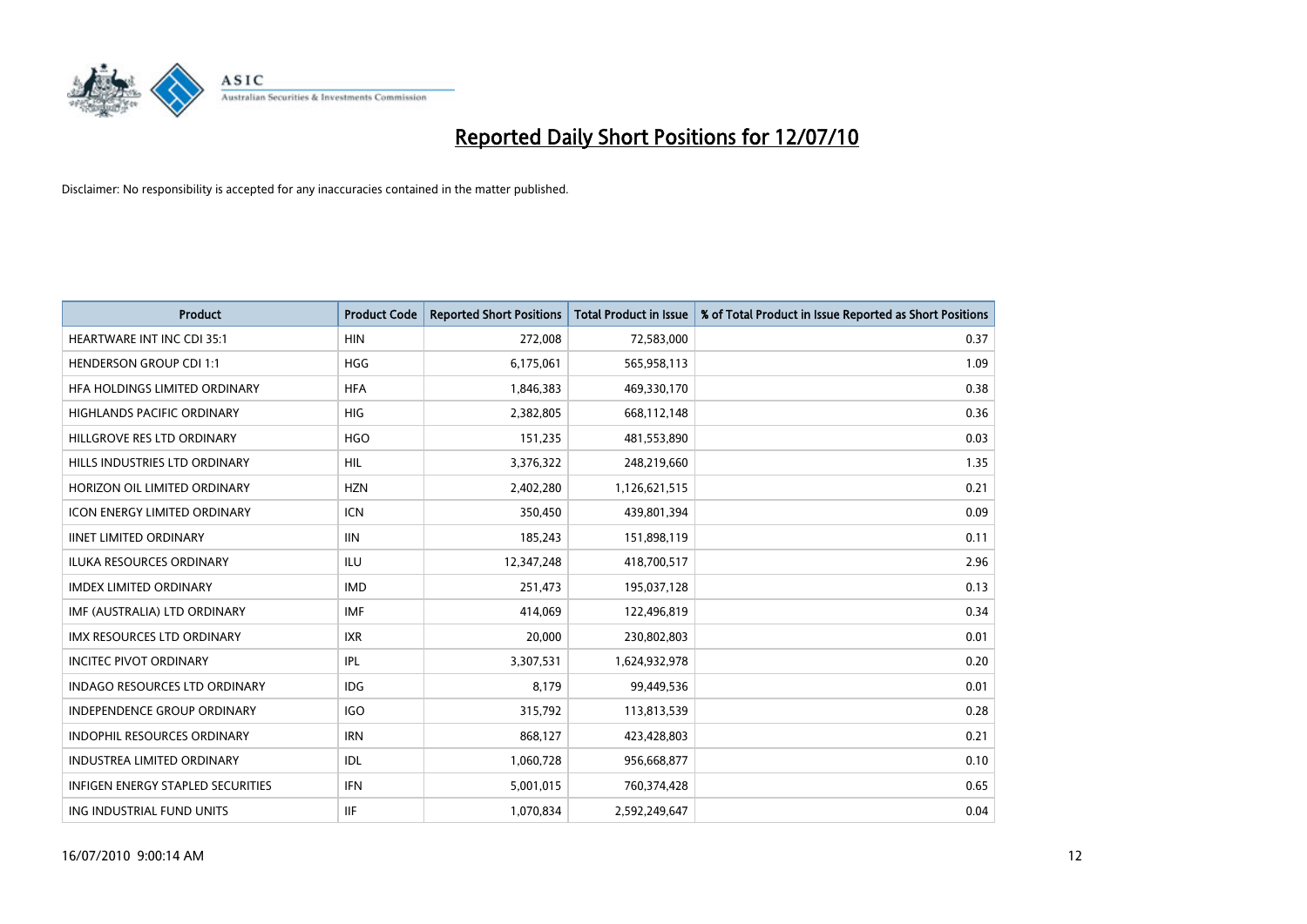# Reported Daily Short Positions for 12/07/10

Disclaimer: No responsibility is accepted for any inaccuracies contained in the matter published.

| Product | Product Code | Reported Short Positions | Total Product in Issue | % of Total Product in Issue Reported as Short Positions |
|---|---|---|---|---|
| HEARTWARE INT INC CDI 35:1 | HIN | 272,008 | 72,583,000 | 0.37 |
| HENDERSON GROUP CDI 1:1 | HGG | 6,175,061 | 565,958,113 | 1.09 |
| HFA HOLDINGS LIMITED ORDINARY | HFA | 1,846,383 | 469,330,170 | 0.38 |
| HIGHLANDS PACIFIC ORDINARY | HIG | 2,382,805 | 668,112,148 | 0.36 |
| HILLGROVE RES LTD ORDINARY | HGO | 151,235 | 481,553,890 | 0.03 |
| HILLS INDUSTRIES LTD ORDINARY | HIL | 3,376,322 | 248,219,660 | 1.35 |
| HORIZON OIL LIMITED ORDINARY | HZN | 2,402,280 | 1,126,621,515 | 0.21 |
| ICON ENERGY LIMITED ORDINARY | ICN | 350,450 | 439,801,394 | 0.09 |
| IINET LIMITED ORDINARY | IIN | 185,243 | 151,898,119 | 0.11 |
| ILUKA RESOURCES ORDINARY | ILU | 12,347,248 | 418,700,517 | 2.96 |
| IMDEX LIMITED ORDINARY | IMD | 251,473 | 195,037,128 | 0.13 |
| IMF (AUSTRALIA) LTD ORDINARY | IMF | 414,069 | 122,496,819 | 0.34 |
| IMX RESOURCES LTD ORDINARY | IXR | 20,000 | 230,802,803 | 0.01 |
| INCITEC PIVOT ORDINARY | IPL | 3,307,531 | 1,624,932,978 | 0.20 |
| INDAGO RESOURCES LTD ORDINARY | IDG | 8,179 | 99,449,536 | 0.01 |
| INDEPENDENCE GROUP ORDINARY | IGO | 315,792 | 113,813,539 | 0.28 |
| INDOPHIL RESOURCES ORDINARY | IRN | 868,127 | 423,428,803 | 0.21 |
| INDUSTREA LIMITED ORDINARY | IDL | 1,060,728 | 956,668,877 | 0.10 |
| INFIGEN ENERGY STAPLED SECURITIES | IFN | 5,001,015 | 760,374,428 | 0.65 |
| ING INDUSTRIAL FUND UNITS | IIF | 1,070,834 | 2,592,249,647 | 0.04 |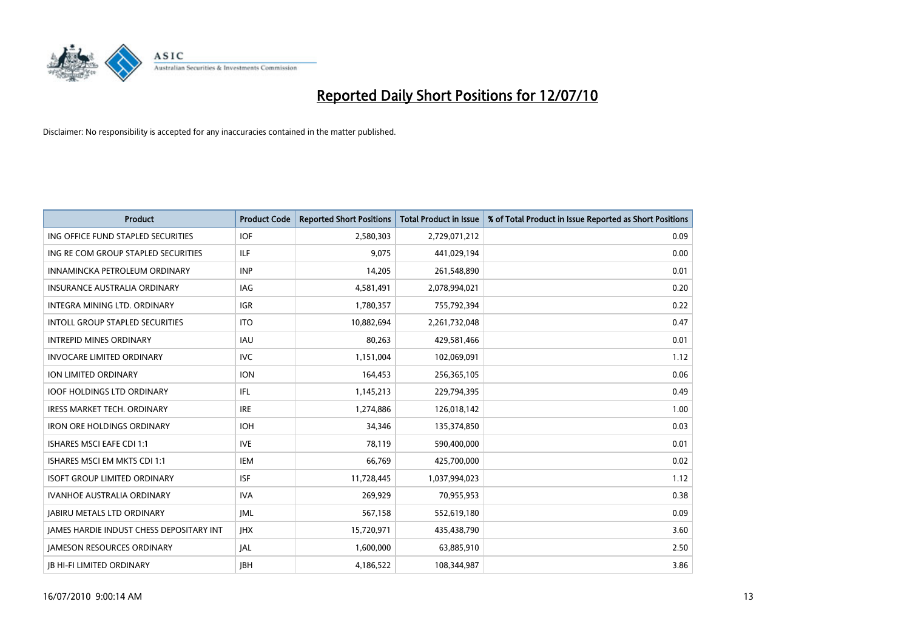# Reported Daily Short Positions for 12/07/10

Disclaimer: No responsibility is accepted for any inaccuracies contained in the matter published.

| Product | Product Code | Reported Short Positions | Total Product in Issue | % of Total Product in Issue Reported as Short Positions |
|---|---|---|---|---|
| ING OFFICE FUND STAPLED SECURITIES | IOF | 2,580,303 | 2,729,071,212 | 0.09 |
| ING RE COM GROUP STAPLED SECURITIES | ILF | 9,075 | 441,029,194 | 0.00 |
| INNAMINCKA PETROLEUM ORDINARY | INP | 14,205 | 261,548,890 | 0.01 |
| INSURANCE AUSTRALIA ORDINARY | IAG | 4,581,491 | 2,078,994,021 | 0.20 |
| INTEGRA MINING LTD. ORDINARY | IGR | 1,780,357 | 755,792,394 | 0.22 |
| INTOLL GROUP STAPLED SECURITIES | ITO | 10,882,694 | 2,261,732,048 | 0.47 |
| INTREPID MINES ORDINARY | IAU | 80,263 | 429,581,466 | 0.01 |
| INVOCARE LIMITED ORDINARY | IVC | 1,151,004 | 102,069,091 | 1.12 |
| ION LIMITED ORDINARY | ION | 164,453 | 256,365,105 | 0.06 |
| IOOF HOLDINGS LTD ORDINARY | IFL | 1,145,213 | 229,794,395 | 0.49 |
| IRESS MARKET TECH. ORDINARY | IRE | 1,274,886 | 126,018,142 | 1.00 |
| IRON ORE HOLDINGS ORDINARY | IOH | 34,346 | 135,374,850 | 0.03 |
| ISHARES MSCI EAFE CDI 1:1 | IVE | 78,119 | 590,400,000 | 0.01 |
| ISHARES MSCI EM MKTS CDI 1:1 | IEM | 66,769 | 425,700,000 | 0.02 |
| ISOFT GROUP LIMITED ORDINARY | ISF | 11,728,445 | 1,037,994,023 | 1.12 |
| IVANHOE AUSTRALIA ORDINARY | IVA | 269,929 | 70,955,953 | 0.38 |
| JABIRU METALS LTD ORDINARY | JML | 567,158 | 552,619,180 | 0.09 |
| JAMES HARDIE INDUST CHESS DEPOSITARY INT | JHX | 15,720,971 | 435,438,790 | 3.60 |
| JAMESON RESOURCES ORDINARY | JAL | 1,600,000 | 63,885,910 | 2.50 |
| JB HI-FI LIMITED ORDINARY | JBH | 4,186,522 | 108,344,987 | 3.86 |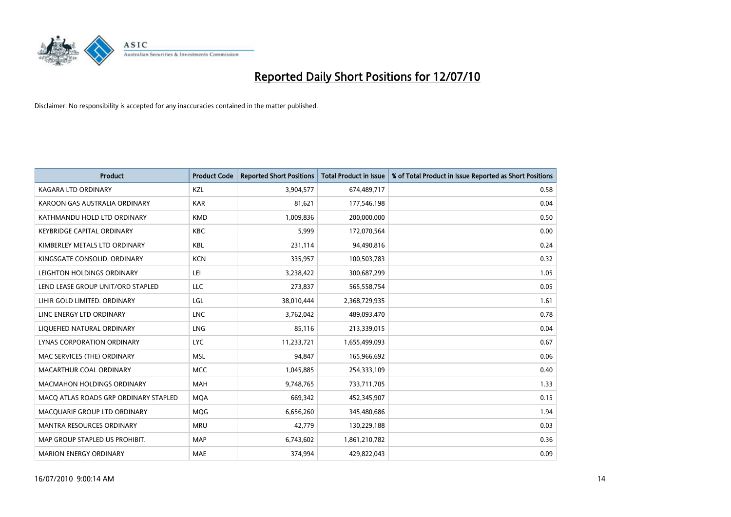# Reported Daily Short Positions for 12/07/10

Disclaimer: No responsibility is accepted for any inaccuracies contained in the matter published.

| Product | Product Code | Reported Short Positions | Total Product in Issue | % of Total Product in Issue Reported as Short Positions |
|---|---|---|---|---|
| KAGARA LTD ORDINARY | KZL | 3,904,577 | 674,489,717 | 0.58 |
| KAROON GAS AUSTRALIA ORDINARY | KAR | 81,621 | 177,546,198 | 0.04 |
| KATHMANDU HOLD LTD ORDINARY | KMD | 1,009,836 | 200,000,000 | 0.50 |
| KEYBRIDGE CAPITAL ORDINARY | KBC | 5,999 | 172,070,564 | 0.00 |
| KIMBERLEY METALS LTD ORDINARY | KBL | 231,114 | 94,490,816 | 0.24 |
| KINGSGATE CONSOLID. ORDINARY | KCN | 335,957 | 100,503,783 | 0.32 |
| LEIGHTON HOLDINGS ORDINARY | LEI | 3,238,422 | 300,687,299 | 1.05 |
| LEND LEASE GROUP UNIT/ORD STAPLED | LLC | 273,837 | 565,558,754 | 0.05 |
| LIHIR GOLD LIMITED. ORDINARY | LGL | 38,010,444 | 2,368,729,935 | 1.61 |
| LINC ENERGY LTD ORDINARY | LNC | 3,762,042 | 489,093,470 | 0.78 |
| LIQUEFIED NATURAL ORDINARY | LNG | 85,116 | 213,339,015 | 0.04 |
| LYNAS CORPORATION ORDINARY | LYC | 11,233,721 | 1,655,499,093 | 0.67 |
| MAC SERVICES (THE) ORDINARY | MSL | 94,847 | 165,966,692 | 0.06 |
| MACARTHUR COAL ORDINARY | MCC | 1,045,885 | 254,333,109 | 0.40 |
| MACMAHON HOLDINGS ORDINARY | MAH | 9,748,765 | 733,711,705 | 1.33 |
| MACQ ATLAS ROADS GRP ORDINARY STAPLED | MQA | 669,342 | 452,345,907 | 0.15 |
| MACQUARIE GROUP LTD ORDINARY | MQG | 6,656,260 | 345,480,686 | 1.94 |
| MANTRA RESOURCES ORDINARY | MRU | 42,779 | 130,229,188 | 0.03 |
| MAP GROUP STAPLED US PROHIBIT. | MAP | 6,743,602 | 1,861,210,782 | 0.36 |
| MARION ENERGY ORDINARY | MAE | 374,994 | 429,822,043 | 0.09 |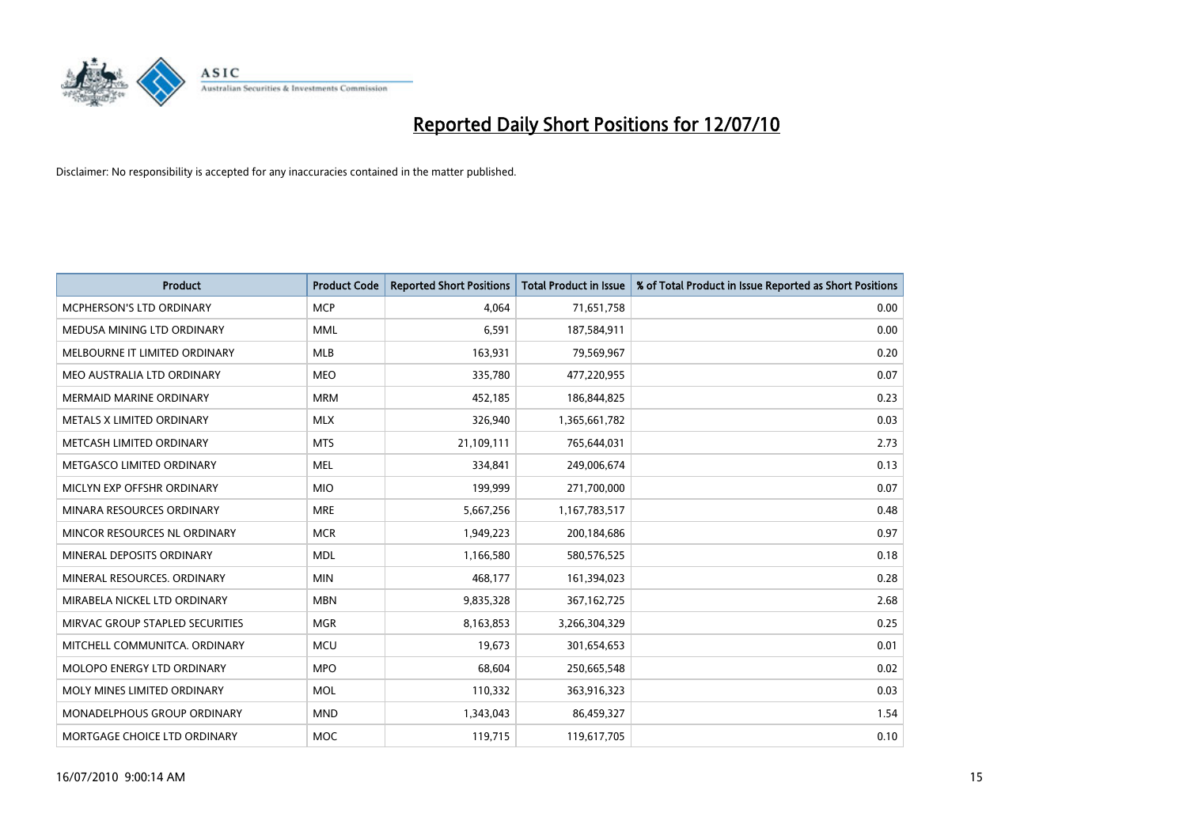# Reported Daily Short Positions for 12/07/10

Disclaimer: No responsibility is accepted for any inaccuracies contained in the matter published.

| Product | Product Code | Reported Short Positions | Total Product in Issue | % of Total Product in Issue Reported as Short Positions |
|---|---|---|---|---|
| MCPHERSON'S LTD ORDINARY | MCP | 4,064 | 71,651,758 | 0.00 |
| MEDUSA MINING LTD ORDINARY | MML | 6,591 | 187,584,911 | 0.00 |
| MELBOURNE IT LIMITED ORDINARY | MLB | 163,931 | 79,569,967 | 0.20 |
| MEO AUSTRALIA LTD ORDINARY | MEO | 335,780 | 477,220,955 | 0.07 |
| MERMAID MARINE ORDINARY | MRM | 452,185 | 186,844,825 | 0.23 |
| METALS X LIMITED ORDINARY | MLX | 326,940 | 1,365,661,782 | 0.03 |
| METCASH LIMITED ORDINARY | MTS | 21,109,111 | 765,644,031 | 2.73 |
| METGASCO LIMITED ORDINARY | MEL | 334,841 | 249,006,674 | 0.13 |
| MICLYN EXP OFFSHR ORDINARY | MIO | 199,999 | 271,700,000 | 0.07 |
| MINARA RESOURCES ORDINARY | MRE | 5,667,256 | 1,167,783,517 | 0.48 |
| MINCOR RESOURCES NL ORDINARY | MCR | 1,949,223 | 200,184,686 | 0.97 |
| MINERAL DEPOSITS ORDINARY | MDL | 1,166,580 | 580,576,525 | 0.18 |
| MINERAL RESOURCES. ORDINARY | MIN | 468,177 | 161,394,023 | 0.28 |
| MIRABELA NICKEL LTD ORDINARY | MBN | 9,835,328 | 367,162,725 | 2.68 |
| MIRVAC GROUP STAPLED SECURITIES | MGR | 8,163,853 | 3,266,304,329 | 0.25 |
| MITCHELL COMMUNITCA. ORDINARY | MCU | 19,673 | 301,654,653 | 0.01 |
| MOLOPO ENERGY LTD ORDINARY | MPO | 68,604 | 250,665,548 | 0.02 |
| MOLY MINES LIMITED ORDINARY | MOL | 110,332 | 363,916,323 | 0.03 |
| MONADELPHOUS GROUP ORDINARY | MND | 1,343,043 | 86,459,327 | 1.54 |
| MORTGAGE CHOICE LTD ORDINARY | MOC | 119,715 | 119,617,705 | 0.10 |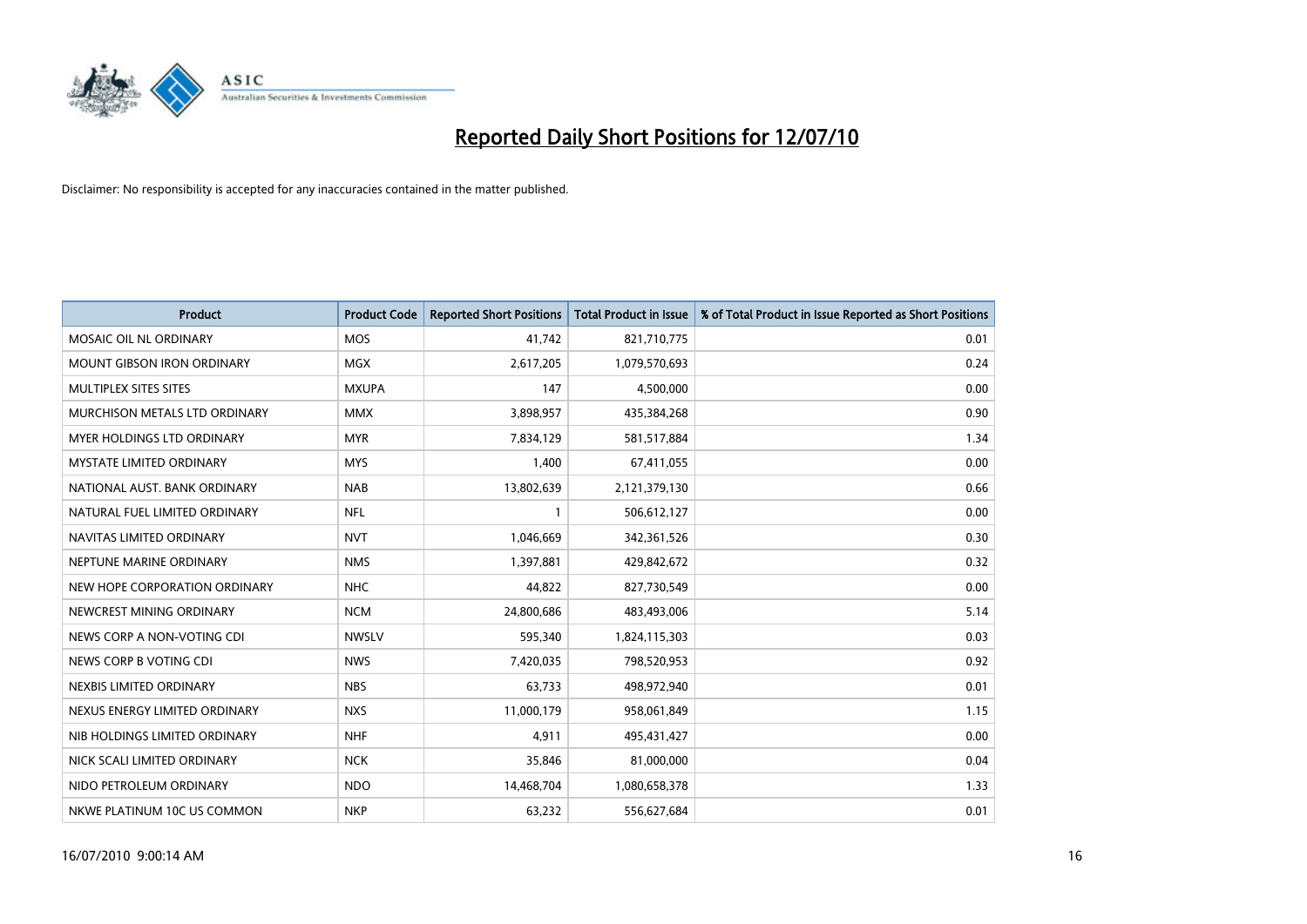# Reported Daily Short Positions for 12/07/10

Disclaimer: No responsibility is accepted for any inaccuracies contained in the matter published.

| Product | Product Code | Reported Short Positions | Total Product in Issue | % of Total Product in Issue Reported as Short Positions |
|---|---|---|---|---|
| MOSAIC OIL NL ORDINARY | MOS | 41,742 | 821,710,775 | 0.01 |
| MOUNT GIBSON IRON ORDINARY | MGX | 2,617,205 | 1,079,570,693 | 0.24 |
| MULTIPLEX SITES SITES | MXUPA | 147 | 4,500,000 | 0.00 |
| MURCHISON METALS LTD ORDINARY | MMX | 3,898,957 | 435,384,268 | 0.90 |
| MYER HOLDINGS LTD ORDINARY | MYR | 7,834,129 | 581,517,884 | 1.34 |
| MYSTATE LIMITED ORDINARY | MYS | 1,400 | 67,411,055 | 0.00 |
| NATIONAL AUST. BANK ORDINARY | NAB | 13,802,639 | 2,121,379,130 | 0.66 |
| NATURAL FUEL LIMITED ORDINARY | NFL | 1 | 506,612,127 | 0.00 |
| NAVITAS LIMITED ORDINARY | NVT | 1,046,669 | 342,361,526 | 0.30 |
| NEPTUNE MARINE ORDINARY | NMS | 1,397,881 | 429,842,672 | 0.32 |
| NEW HOPE CORPORATION ORDINARY | NHC | 44,822 | 827,730,549 | 0.00 |
| NEWCREST MINING ORDINARY | NCM | 24,800,686 | 483,493,006 | 5.14 |
| NEWS CORP A NON-VOTING CDI | NWSLV | 595,340 | 1,824,115,303 | 0.03 |
| NEWS CORP B VOTING CDI | NWS | 7,420,035 | 798,520,953 | 0.92 |
| NEXBIS LIMITED ORDINARY | NBS | 63,733 | 498,972,940 | 0.01 |
| NEXUS ENERGY LIMITED ORDINARY | NXS | 11,000,179 | 958,061,849 | 1.15 |
| NIB HOLDINGS LIMITED ORDINARY | NHF | 4,911 | 495,431,427 | 0.00 |
| NICK SCALI LIMITED ORDINARY | NCK | 35,846 | 81,000,000 | 0.04 |
| NIDO PETROLEUM ORDINARY | NDO | 14,468,704 | 1,080,658,378 | 1.33 |
| NKWE PLATINUM 10C US COMMON | NKP | 63,232 | 556,627,684 | 0.01 |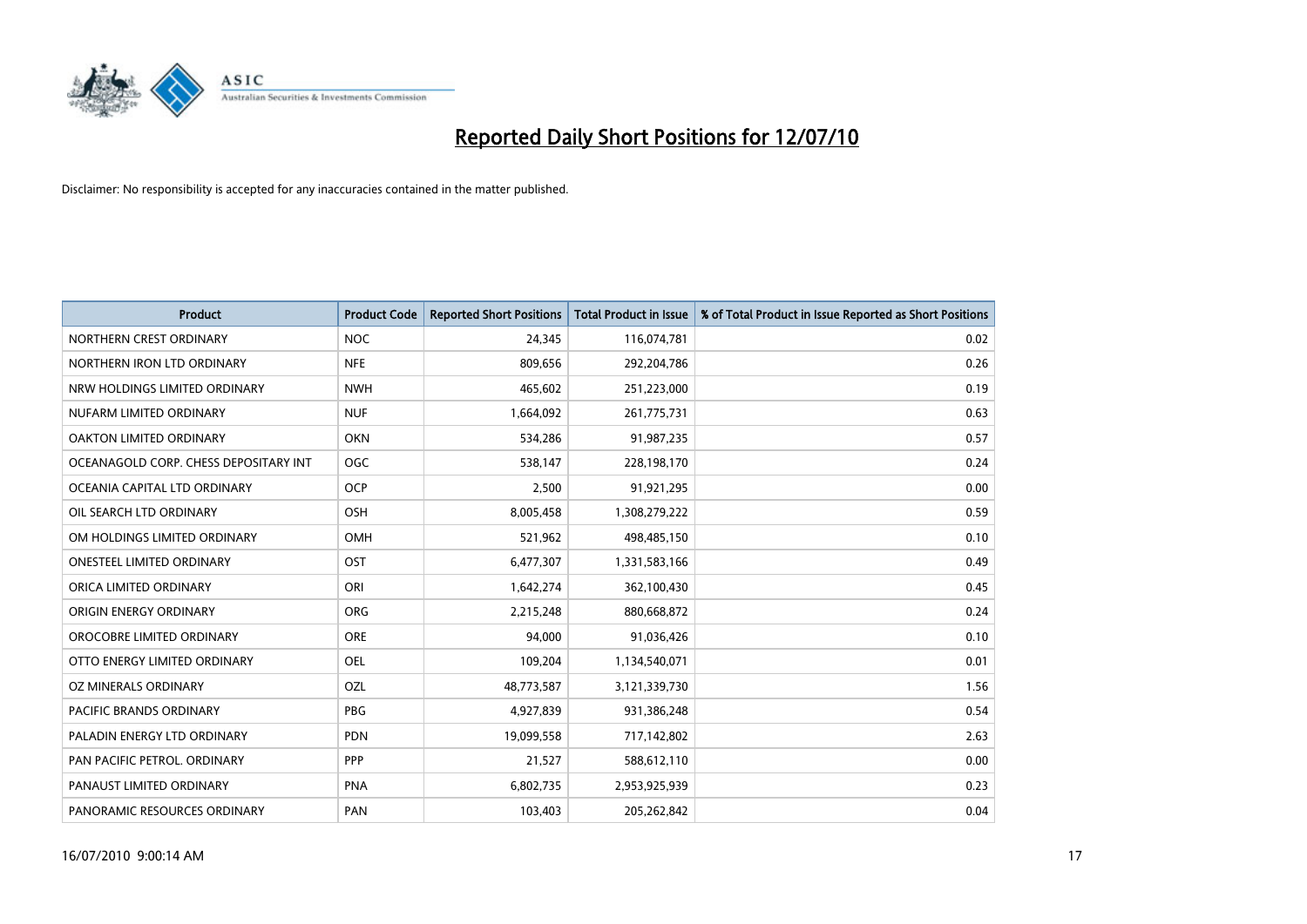# Reported Daily Short Positions for 12/07/10

Disclaimer: No responsibility is accepted for any inaccuracies contained in the matter published.

| Product | Product Code | Reported Short Positions | Total Product in Issue | % of Total Product in Issue Reported as Short Positions |
|---|---|---|---|---|
| NORTHERN CREST ORDINARY | NOC | 24,345 | 116,074,781 | 0.02 |
| NORTHERN IRON LTD ORDINARY | NFE | 809,656 | 292,204,786 | 0.26 |
| NRW HOLDINGS LIMITED ORDINARY | NWH | 465,602 | 251,223,000 | 0.19 |
| NUFARM LIMITED ORDINARY | NUF | 1,664,092 | 261,775,731 | 0.63 |
| OAKTON LIMITED ORDINARY | OKN | 534,286 | 91,987,235 | 0.57 |
| OCEANAGOLD CORP. CHESS DEPOSITARY INT | OGC | 538,147 | 228,198,170 | 0.24 |
| OCEANIA CAPITAL LTD ORDINARY | OCP | 2,500 | 91,921,295 | 0.00 |
| OIL SEARCH LTD ORDINARY | OSH | 8,005,458 | 1,308,279,222 | 0.59 |
| OM HOLDINGS LIMITED ORDINARY | OMH | 521,962 | 498,485,150 | 0.10 |
| ONESTEEL LIMITED ORDINARY | OST | 6,477,307 | 1,331,583,166 | 0.49 |
| ORICA LIMITED ORDINARY | ORI | 1,642,274 | 362,100,430 | 0.45 |
| ORIGIN ENERGY ORDINARY | ORG | 2,215,248 | 880,668,872 | 0.24 |
| OROCOBRE LIMITED ORDINARY | ORE | 94,000 | 91,036,426 | 0.10 |
| OTTO ENERGY LIMITED ORDINARY | OEL | 109,204 | 1,134,540,071 | 0.01 |
| OZ MINERALS ORDINARY | OZL | 48,773,587 | 3,121,339,730 | 1.56 |
| PACIFIC BRANDS ORDINARY | PBG | 4,927,839 | 931,386,248 | 0.54 |
| PALADIN ENERGY LTD ORDINARY | PDN | 19,099,558 | 717,142,802 | 2.63 |
| PAN PACIFIC PETROL. ORDINARY | PPP | 21,527 | 588,612,110 | 0.00 |
| PANAUST LIMITED ORDINARY | PNA | 6,802,735 | 2,953,925,939 | 0.23 |
| PANORAMIC RESOURCES ORDINARY | PAN | 103,403 | 205,262,842 | 0.04 |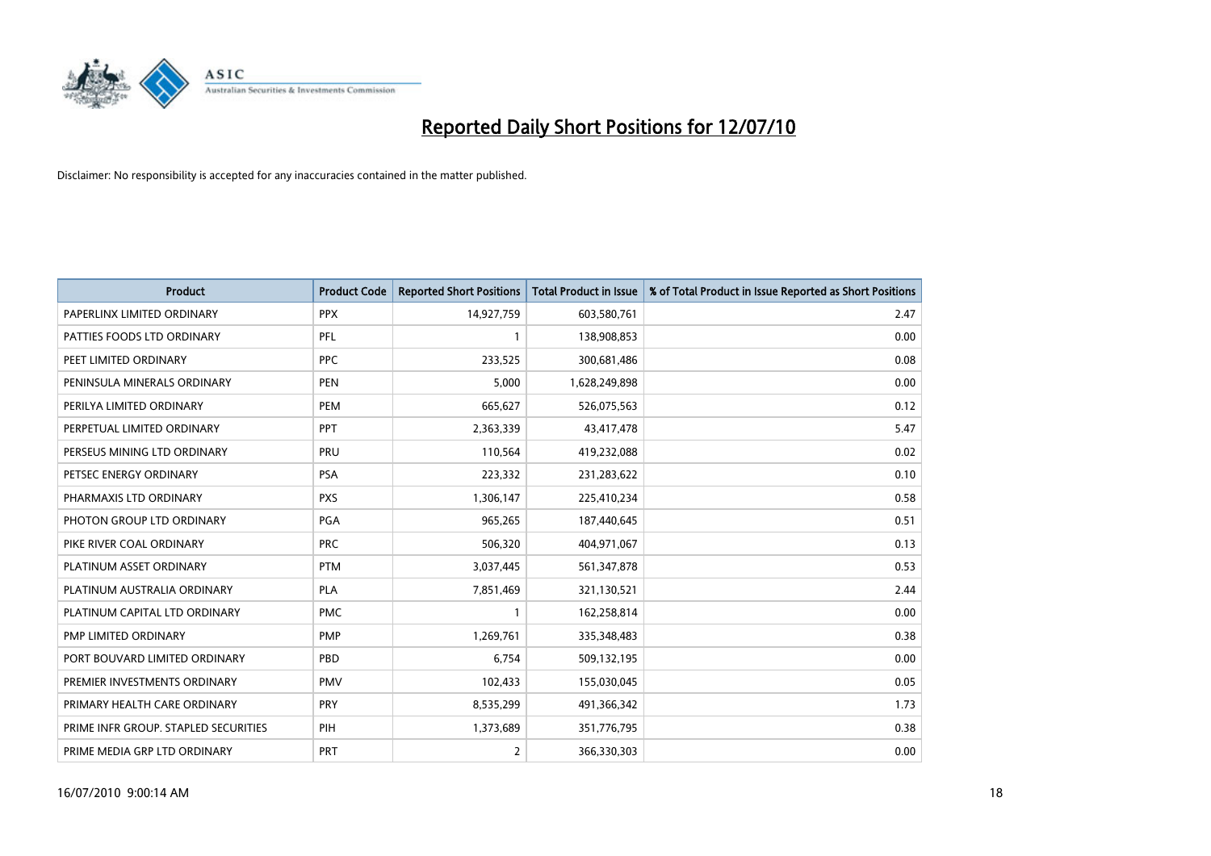# Reported Daily Short Positions for 12/07/10

Disclaimer: No responsibility is accepted for any inaccuracies contained in the matter published.

| Product | Product Code | Reported Short Positions | Total Product in Issue | % of Total Product in Issue Reported as Short Positions |
|---|---|---|---|---|
| PAPERLINX LIMITED ORDINARY | PPX | 14,927,759 | 603,580,761 | 2.47 |
| PATTIES FOODS LTD ORDINARY | PFL | 1 | 138,908,853 | 0.00 |
| PEET LIMITED ORDINARY | PPC | 233,525 | 300,681,486 | 0.08 |
| PENINSULA MINERALS ORDINARY | PEN | 5,000 | 1,628,249,898 | 0.00 |
| PERILYA LIMITED ORDINARY | PEM | 665,627 | 526,075,563 | 0.12 |
| PERPETUAL LIMITED ORDINARY | PPT | 2,363,339 | 43,417,478 | 5.47 |
| PERSEUS MINING LTD ORDINARY | PRU | 110,564 | 419,232,088 | 0.02 |
| PETSEC ENERGY ORDINARY | PSA | 223,332 | 231,283,622 | 0.10 |
| PHARMAXIS LTD ORDINARY | PXS | 1,306,147 | 225,410,234 | 0.58 |
| PHOTON GROUP LTD ORDINARY | PGA | 965,265 | 187,440,645 | 0.51 |
| PIKE RIVER COAL ORDINARY | PRC | 506,320 | 404,971,067 | 0.13 |
| PLATINUM ASSET ORDINARY | PTM | 3,037,445 | 561,347,878 | 0.53 |
| PLATINUM AUSTRALIA ORDINARY | PLA | 7,851,469 | 321,130,521 | 2.44 |
| PLATINUM CAPITAL LTD ORDINARY | PMC | 1 | 162,258,814 | 0.00 |
| PMP LIMITED ORDINARY | PMP | 1,269,761 | 335,348,483 | 0.38 |
| PORT BOUVARD LIMITED ORDINARY | PBD | 6,754 | 509,132,195 | 0.00 |
| PREMIER INVESTMENTS ORDINARY | PMV | 102,433 | 155,030,045 | 0.05 |
| PRIMARY HEALTH CARE ORDINARY | PRY | 8,535,299 | 491,366,342 | 1.73 |
| PRIME INFR GROUP. STAPLED SECURITIES | PIH | 1,373,689 | 351,776,795 | 0.38 |
| PRIME MEDIA GRP LTD ORDINARY | PRT | 2 | 366,330,303 | 0.00 |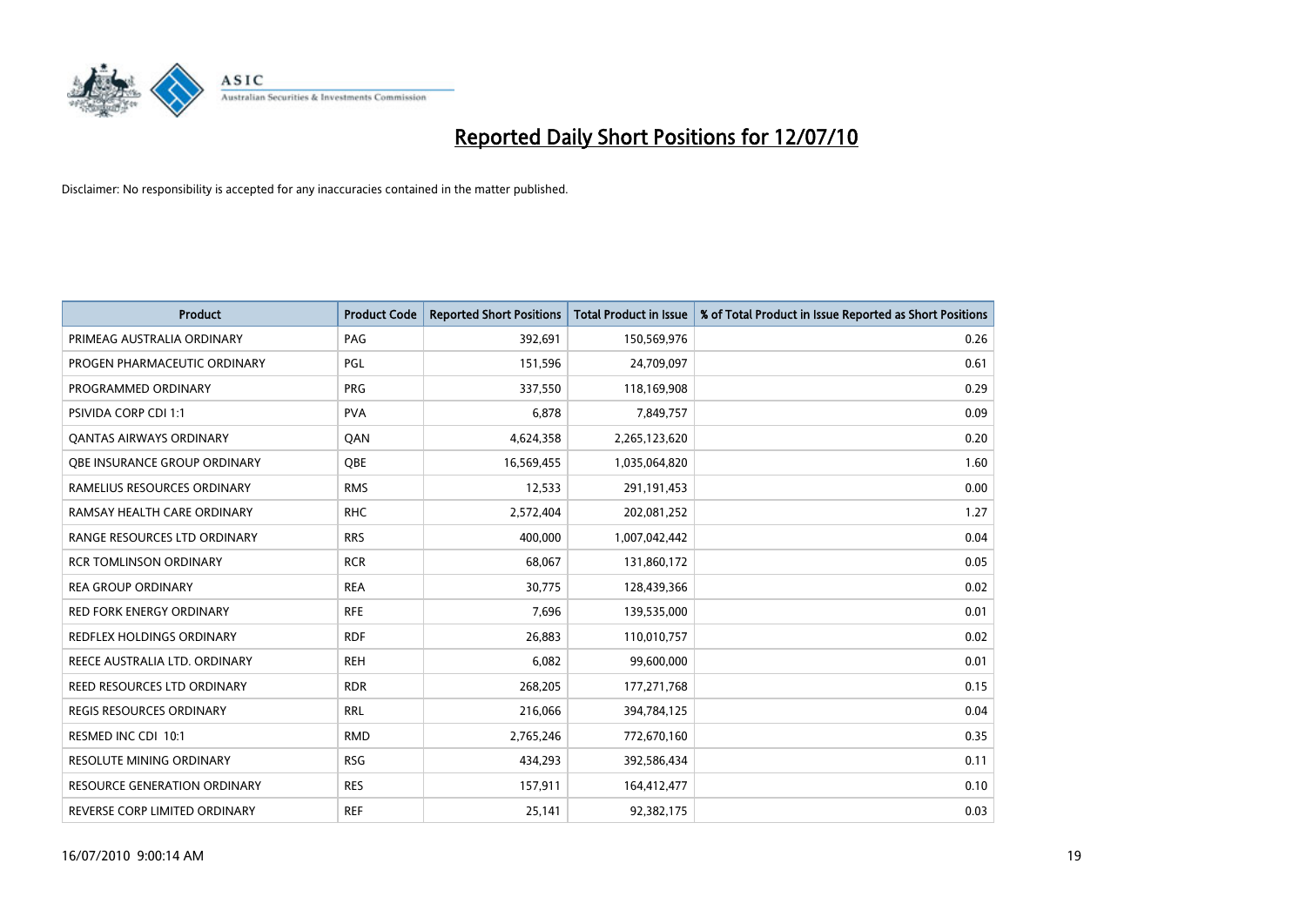# Reported Daily Short Positions for 12/07/10

Disclaimer: No responsibility is accepted for any inaccuracies contained in the matter published.

| Product | Product Code | Reported Short Positions | Total Product in Issue | % of Total Product in Issue Reported as Short Positions |
|---|---|---|---|---|
| PRIMEAG AUSTRALIA ORDINARY | PAG | 392,691 | 150,569,976 | 0.26 |
| PROGEN PHARMACEUTIC ORDINARY | PGL | 151,596 | 24,709,097 | 0.61 |
| PROGRAMMED ORDINARY | PRG | 337,550 | 118,169,908 | 0.29 |
| PSIVIDA CORP CDI 1:1 | PVA | 6,878 | 7,849,757 | 0.09 |
| QANTAS AIRWAYS ORDINARY | QAN | 4,624,358 | 2,265,123,620 | 0.20 |
| QBE INSURANCE GROUP ORDINARY | QBE | 16,569,455 | 1,035,064,820 | 1.60 |
| RAMELIUS RESOURCES ORDINARY | RMS | 12,533 | 291,191,453 | 0.00 |
| RAMSAY HEALTH CARE ORDINARY | RHC | 2,572,404 | 202,081,252 | 1.27 |
| RANGE RESOURCES LTD ORDINARY | RRS | 400,000 | 1,007,042,442 | 0.04 |
| RCR TOMLINSON ORDINARY | RCR | 68,067 | 131,860,172 | 0.05 |
| REA GROUP ORDINARY | REA | 30,775 | 128,439,366 | 0.02 |
| RED FORK ENERGY ORDINARY | RFE | 7,696 | 139,535,000 | 0.01 |
| REDFLEX HOLDINGS ORDINARY | RDF | 26,883 | 110,010,757 | 0.02 |
| REECE AUSTRALIA LTD. ORDINARY | REH | 6,082 | 99,600,000 | 0.01 |
| REED RESOURCES LTD ORDINARY | RDR | 268,205 | 177,271,768 | 0.15 |
| REGIS RESOURCES ORDINARY | RRL | 216,066 | 394,784,125 | 0.04 |
| RESMED INC CDI 10:1 | RMD | 2,765,246 | 772,670,160 | 0.35 |
| RESOLUTE MINING ORDINARY | RSG | 434,293 | 392,586,434 | 0.11 |
| RESOURCE GENERATION ORDINARY | RES | 157,911 | 164,412,477 | 0.10 |
| REVERSE CORP LIMITED ORDINARY | REF | 25,141 | 92,382,175 | 0.03 |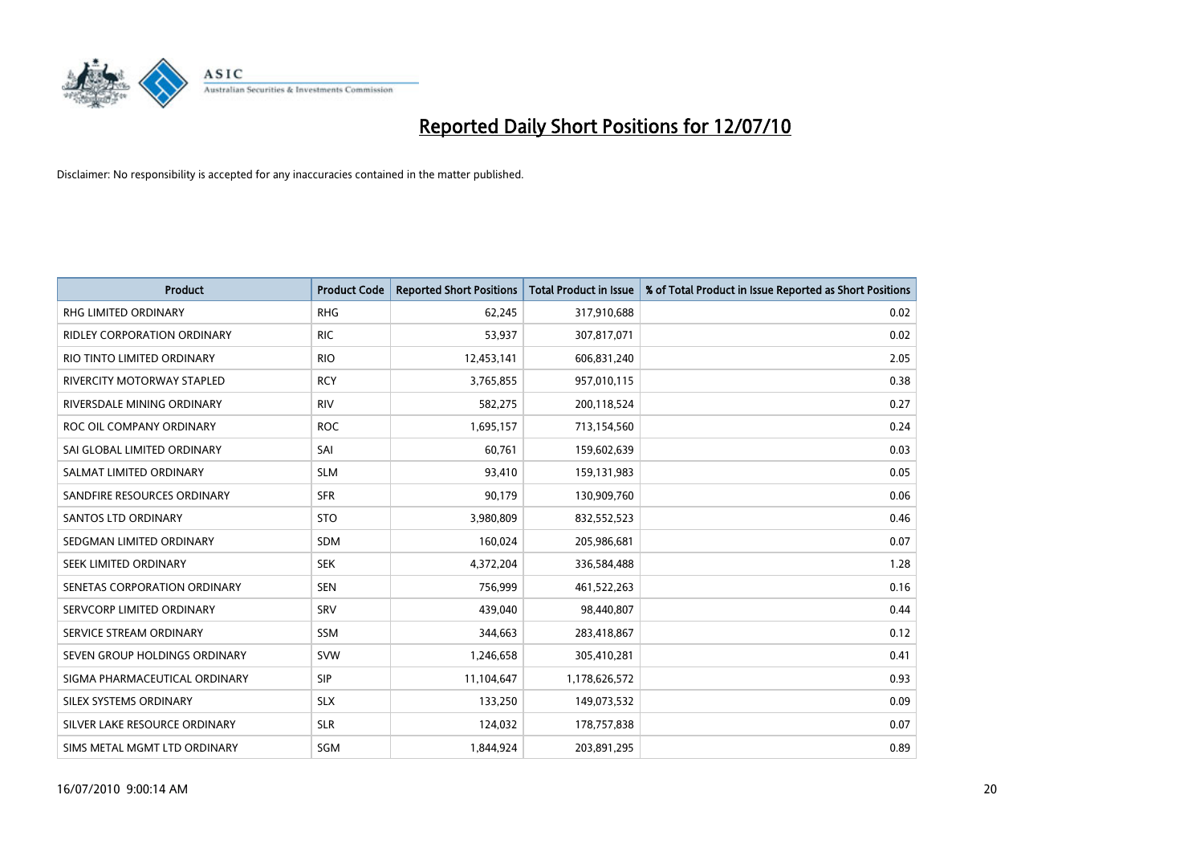# Reported Daily Short Positions for 12/07/10

Disclaimer: No responsibility is accepted for any inaccuracies contained in the matter published.

| Product | Product Code | Reported Short Positions | Total Product in Issue | % of Total Product in Issue Reported as Short Positions |
|---|---|---|---|---|
| RHG LIMITED ORDINARY | RHG | 62,245 | 317,910,688 | 0.02 |
| RIDLEY CORPORATION ORDINARY | RIC | 53,937 | 307,817,071 | 0.02 |
| RIO TINTO LIMITED ORDINARY | RIO | 12,453,141 | 606,831,240 | 2.05 |
| RIVERCITY MOTORWAY STAPLED | RCY | 3,765,855 | 957,010,115 | 0.38 |
| RIVERSDALE MINING ORDINARY | RIV | 582,275 | 200,118,524 | 0.27 |
| ROC OIL COMPANY ORDINARY | ROC | 1,695,157 | 713,154,560 | 0.24 |
| SAI GLOBAL LIMITED ORDINARY | SAI | 60,761 | 159,602,639 | 0.03 |
| SALMAT LIMITED ORDINARY | SLM | 93,410 | 159,131,983 | 0.05 |
| SANDFIRE RESOURCES ORDINARY | SFR | 90,179 | 130,909,760 | 0.06 |
| SANTOS LTD ORDINARY | STO | 3,980,809 | 832,552,523 | 0.46 |
| SEDGMAN LIMITED ORDINARY | SDM | 160,024 | 205,986,681 | 0.07 |
| SEEK LIMITED ORDINARY | SEK | 4,372,204 | 336,584,488 | 1.28 |
| SENETAS CORPORATION ORDINARY | SEN | 756,999 | 461,522,263 | 0.16 |
| SERVCORP LIMITED ORDINARY | SRV | 439,040 | 98,440,807 | 0.44 |
| SERVICE STREAM ORDINARY | SSM | 344,663 | 283,418,867 | 0.12 |
| SEVEN GROUP HOLDINGS ORDINARY | SVW | 1,246,658 | 305,410,281 | 0.41 |
| SIGMA PHARMACEUTICAL ORDINARY | SIP | 11,104,647 | 1,178,626,572 | 0.93 |
| SILEX SYSTEMS ORDINARY | SLX | 133,250 | 149,073,532 | 0.09 |
| SILVER LAKE RESOURCE ORDINARY | SLR | 124,032 | 178,757,838 | 0.07 |
| SIMS METAL MGMT LTD ORDINARY | SGM | 1,844,924 | 203,891,295 | 0.89 |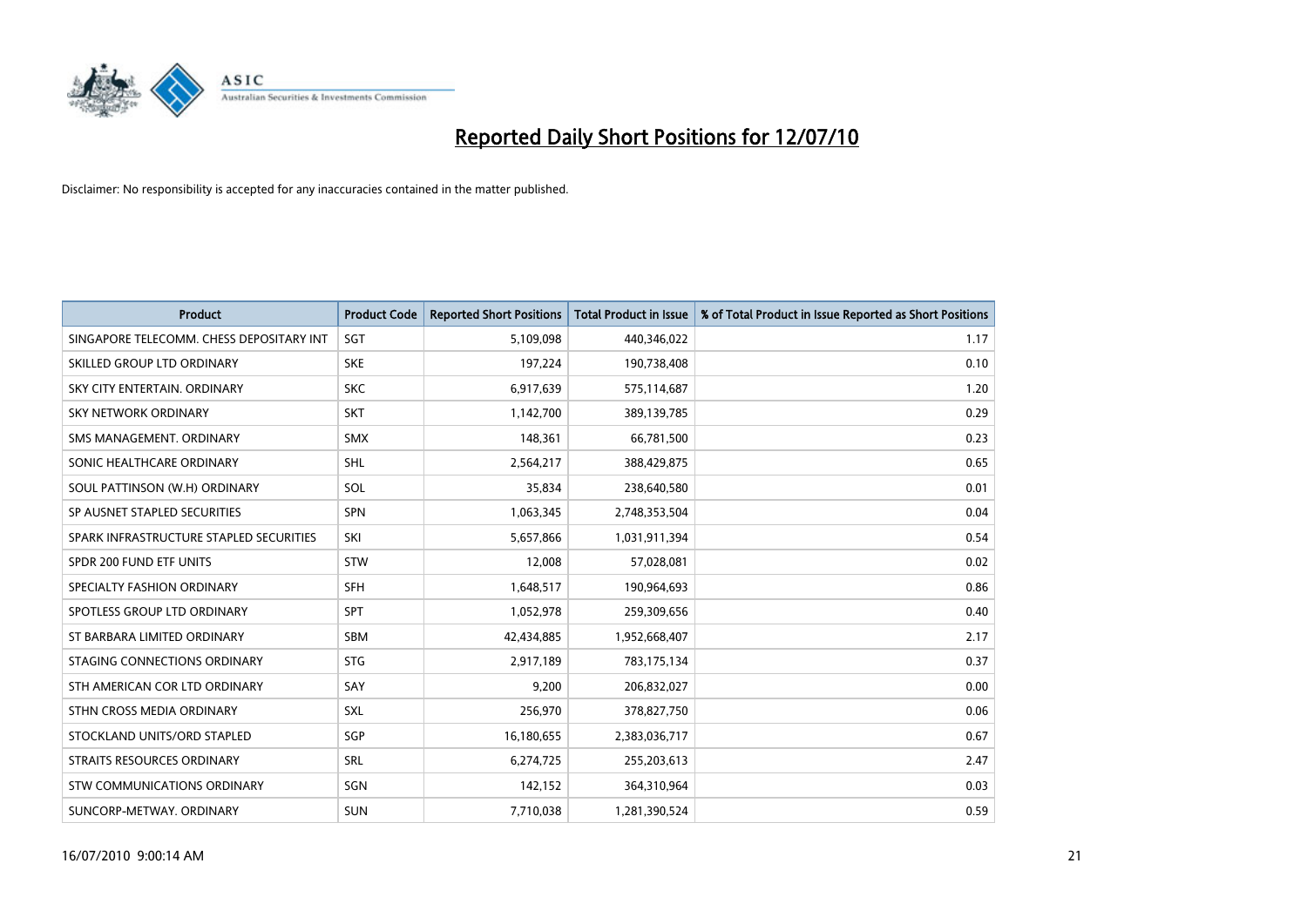# Reported Daily Short Positions for 12/07/10

Disclaimer: No responsibility is accepted for any inaccuracies contained in the matter published.

| Product | Product Code | Reported Short Positions | Total Product in Issue | % of Total Product in Issue Reported as Short Positions |
|---|---|---|---|---|
| SINGAPORE TELECOMM. CHESS DEPOSITARY INT | SGT | 5,109,098 | 440,346,022 | 1.17 |
| SKILLED GROUP LTD ORDINARY | SKE | 197,224 | 190,738,408 | 0.10 |
| SKY CITY ENTERTAIN. ORDINARY | SKC | 6,917,639 | 575,114,687 | 1.20 |
| SKY NETWORK ORDINARY | SKT | 1,142,700 | 389,139,785 | 0.29 |
| SMS MANAGEMENT. ORDINARY | SMX | 148,361 | 66,781,500 | 0.23 |
| SONIC HEALTHCARE ORDINARY | SHL | 2,564,217 | 388,429,875 | 0.65 |
| SOUL PATTINSON (W.H) ORDINARY | SOL | 35,834 | 238,640,580 | 0.01 |
| SP AUSNET STAPLED SECURITIES | SPN | 1,063,345 | 2,748,353,504 | 0.04 |
| SPARK INFRASTRUCTURE STAPLED SECURITIES | SKI | 5,657,866 | 1,031,911,394 | 0.54 |
| SPDR 200 FUND ETF UNITS | STW | 12,008 | 57,028,081 | 0.02 |
| SPECIALTY FASHION ORDINARY | SFH | 1,648,517 | 190,964,693 | 0.86 |
| SPOTLESS GROUP LTD ORDINARY | SPT | 1,052,978 | 259,309,656 | 0.40 |
| ST BARBARA LIMITED ORDINARY | SBM | 42,434,885 | 1,952,668,407 | 2.17 |
| STAGING CONNECTIONS ORDINARY | STG | 2,917,189 | 783,175,134 | 0.37 |
| STH AMERICAN COR LTD ORDINARY | SAY | 9,200 | 206,832,027 | 0.00 |
| STHN CROSS MEDIA ORDINARY | SXL | 256,970 | 378,827,750 | 0.06 |
| STOCKLAND UNITS/ORD STAPLED | SGP | 16,180,655 | 2,383,036,717 | 0.67 |
| STRAITS RESOURCES ORDINARY | SRL | 6,274,725 | 255,203,613 | 2.47 |
| STW COMMUNICATIONS ORDINARY | SGN | 142,152 | 364,310,964 | 0.03 |
| SUNCORP-METWAY. ORDINARY | SUN | 7,710,038 | 1,281,390,524 | 0.59 |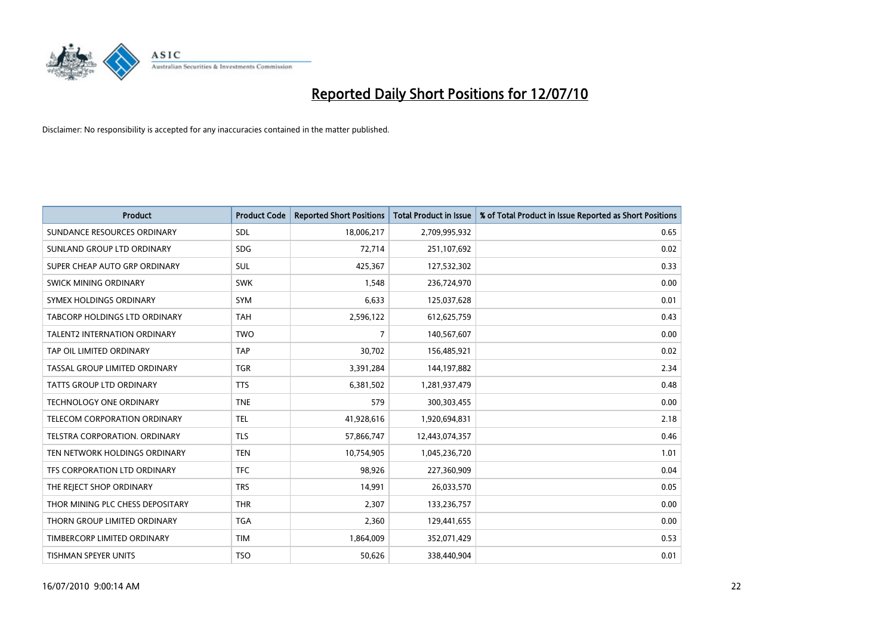# Reported Daily Short Positions for 12/07/10

Disclaimer: No responsibility is accepted for any inaccuracies contained in the matter published.

| Product | Product Code | Reported Short Positions | Total Product in Issue | % of Total Product in Issue Reported as Short Positions |
|---|---|---|---|---|
| SUNDANCE RESOURCES ORDINARY | SDL | 18,006,217 | 2,709,995,932 | 0.65 |
| SUNLAND GROUP LTD ORDINARY | SDG | 72,714 | 251,107,692 | 0.02 |
| SUPER CHEAP AUTO GRP ORDINARY | SUL | 425,367 | 127,532,302 | 0.33 |
| SWICK MINING ORDINARY | SWK | 1,548 | 236,724,970 | 0.00 |
| SYMEX HOLDINGS ORDINARY | SYM | 6,633 | 125,037,628 | 0.01 |
| TABCORP HOLDINGS LTD ORDINARY | TAH | 2,596,122 | 612,625,759 | 0.43 |
| TALENT2 INTERNATION ORDINARY | TWO | 7 | 140,567,607 | 0.00 |
| TAP OIL LIMITED ORDINARY | TAP | 30,702 | 156,485,921 | 0.02 |
| TASSAL GROUP LIMITED ORDINARY | TGR | 3,391,284 | 144,197,882 | 2.34 |
| TATTS GROUP LTD ORDINARY | TTS | 6,381,502 | 1,281,937,479 | 0.48 |
| TECHNOLOGY ONE ORDINARY | TNE | 579 | 300,303,455 | 0.00 |
| TELECOM CORPORATION ORDINARY | TEL | 41,928,616 | 1,920,694,831 | 2.18 |
| TELSTRA CORPORATION. ORDINARY | TLS | 57,866,747 | 12,443,074,357 | 0.46 |
| TEN NETWORK HOLDINGS ORDINARY | TEN | 10,754,905 | 1,045,236,720 | 1.01 |
| TFS CORPORATION LTD ORDINARY | TFC | 98,926 | 227,360,909 | 0.04 |
| THE REJECT SHOP ORDINARY | TRS | 14,991 | 26,033,570 | 0.05 |
| THOR MINING PLC CHESS DEPOSITARY | THR | 2,307 | 133,236,757 | 0.00 |
| THORN GROUP LIMITED ORDINARY | TGA | 2,360 | 129,441,655 | 0.00 |
| TIMBERCORP LIMITED ORDINARY | TIM | 1,864,009 | 352,071,429 | 0.53 |
| TISHMAN SPEYER UNITS | TSO | 50,626 | 338,440,904 | 0.01 |

16/07/2010 9:00:14 AM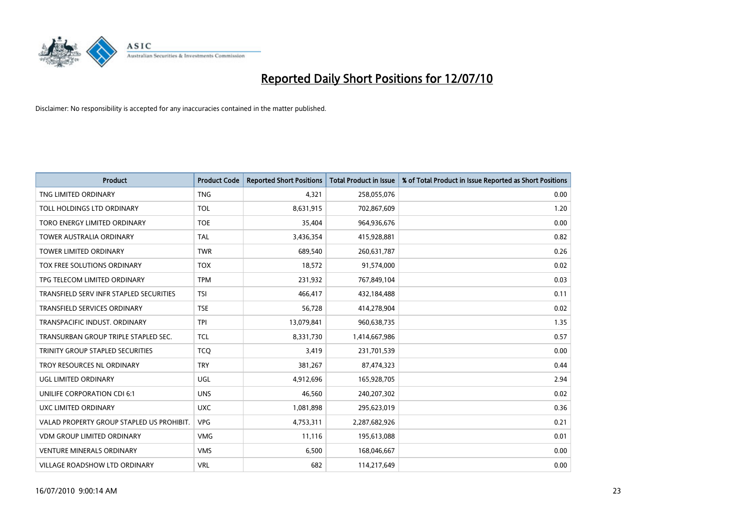# Reported Daily Short Positions for 12/07/10

Disclaimer: No responsibility is accepted for any inaccuracies contained in the matter published.

| Product | Product Code | Reported Short Positions | Total Product in Issue | % of Total Product in Issue Reported as Short Positions |
|---|---|---|---|---|
| TNG LIMITED ORDINARY | TNG | 4,321 | 258,055,076 | 0.00 |
| TOLL HOLDINGS LTD ORDINARY | TOL | 8,631,915 | 702,867,609 | 1.20 |
| TORO ENERGY LIMITED ORDINARY | TOE | 35,404 | 964,936,676 | 0.00 |
| TOWER AUSTRALIA ORDINARY | TAL | 3,436,354 | 415,928,881 | 0.82 |
| TOWER LIMITED ORDINARY | TWR | 689,540 | 260,631,787 | 0.26 |
| TOX FREE SOLUTIONS ORDINARY | TOX | 18,572 | 91,574,000 | 0.02 |
| TPG TELECOM LIMITED ORDINARY | TPM | 231,932 | 767,849,104 | 0.03 |
| TRANSFIELD SERV INFR STAPLED SECURITIES | TSI | 466,417 | 432,184,488 | 0.11 |
| TRANSFIELD SERVICES ORDINARY | TSE | 56,728 | 414,278,904 | 0.02 |
| TRANSPACIFIC INDUST. ORDINARY | TPI | 13,079,841 | 960,638,735 | 1.35 |
| TRANSURBAN GROUP TRIPLE STAPLED SEC. | TCL | 8,331,730 | 1,414,667,986 | 0.57 |
| TRINITY GROUP STAPLED SECURITIES | TCQ | 3,419 | 231,701,539 | 0.00 |
| TROY RESOURCES NL ORDINARY | TRY | 381,267 | 87,474,323 | 0.44 |
| UGL LIMITED ORDINARY | UGL | 4,912,696 | 165,928,705 | 2.94 |
| UNILIFE CORPORATION CDI 6:1 | UNS | 46,560 | 240,207,302 | 0.02 |
| UXC LIMITED ORDINARY | UXC | 1,081,898 | 295,623,019 | 0.36 |
| VALAD PROPERTY GROUP STAPLED US PROHIBIT. | VPG | 4,753,311 | 2,287,682,926 | 0.21 |
| VDM GROUP LIMITED ORDINARY | VMG | 11,116 | 195,613,088 | 0.01 |
| VENTURE MINERALS ORDINARY | VMS | 6,500 | 168,046,667 | 0.00 |
| VILLAGE ROADSHOW LTD ORDINARY | VRL | 682 | 114,217,649 | 0.00 |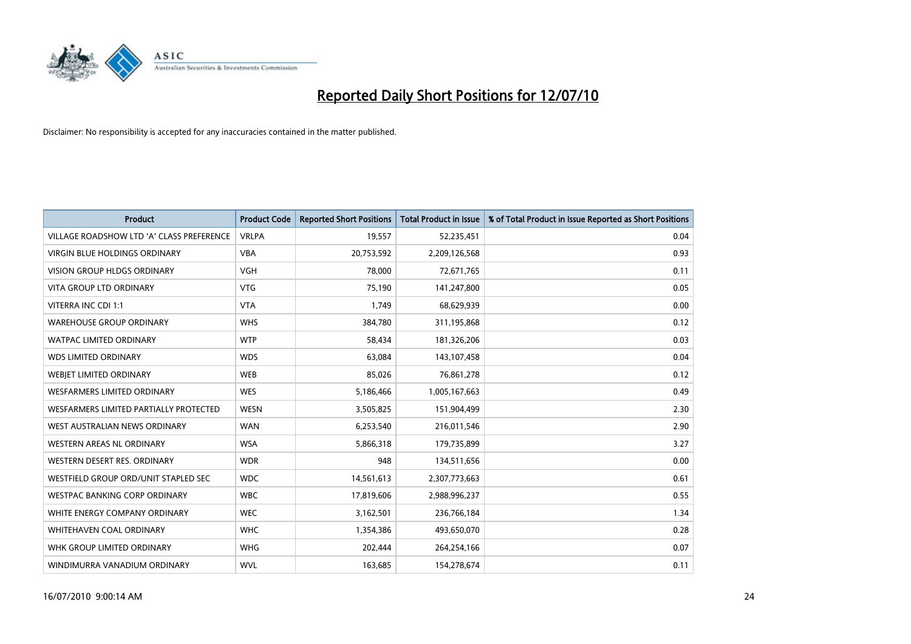# Reported Daily Short Positions for 12/07/10

Disclaimer: No responsibility is accepted for any inaccuracies contained in the matter published.

| Product | Product Code | Reported Short Positions | Total Product in Issue | % of Total Product in Issue Reported as Short Positions |
|---|---|---|---|---|
| VILLAGE ROADSHOW LTD 'A' CLASS PREFERENCE | VRLPA | 19,557 | 52,235,451 | 0.04 |
| VIRGIN BLUE HOLDINGS ORDINARY | VBA | 20,753,592 | 2,209,126,568 | 0.93 |
| VISION GROUP HLDGS ORDINARY | VGH | 78,000 | 72,671,765 | 0.11 |
| VITA GROUP LTD ORDINARY | VTG | 75,190 | 141,247,800 | 0.05 |
| VITERRA INC CDI 1:1 | VTA | 1,749 | 68,629,939 | 0.00 |
| WAREHOUSE GROUP ORDINARY | WHS | 384,780 | 311,195,868 | 0.12 |
| WATPAC LIMITED ORDINARY | WTP | 58,434 | 181,326,206 | 0.03 |
| WDS LIMITED ORDINARY | WDS | 63,084 | 143,107,458 | 0.04 |
| WEBJET LIMITED ORDINARY | WEB | 85,026 | 76,861,278 | 0.12 |
| WESFARMERS LIMITED ORDINARY | WES | 5,186,466 | 1,005,167,663 | 0.49 |
| WESFARMERS LIMITED PARTIALLY PROTECTED | WESN | 3,505,825 | 151,904,499 | 2.30 |
| WEST AUSTRALIAN NEWS ORDINARY | WAN | 6,253,540 | 216,011,546 | 2.90 |
| WESTERN AREAS NL ORDINARY | WSA | 5,866,318 | 179,735,899 | 3.27 |
| WESTERN DESERT RES. ORDINARY | WDR | 948 | 134,511,656 | 0.00 |
| WESTFIELD GROUP ORD/UNIT STAPLED SEC | WDC | 14,561,613 | 2,307,773,663 | 0.61 |
| WESTPAC BANKING CORP ORDINARY | WBC | 17,819,606 | 2,988,996,237 | 0.55 |
| WHITE ENERGY COMPANY ORDINARY | WEC | 3,162,501 | 236,766,184 | 1.34 |
| WHITEHAVEN COAL ORDINARY | WHC | 1,354,386 | 493,650,070 | 0.28 |
| WHK GROUP LIMITED ORDINARY | WHG | 202,444 | 264,254,166 | 0.07 |
| WINDIMURRA VANADIUM ORDINARY | WVL | 163,685 | 154,278,674 | 0.11 |

16/07/2010 9:00:14 AM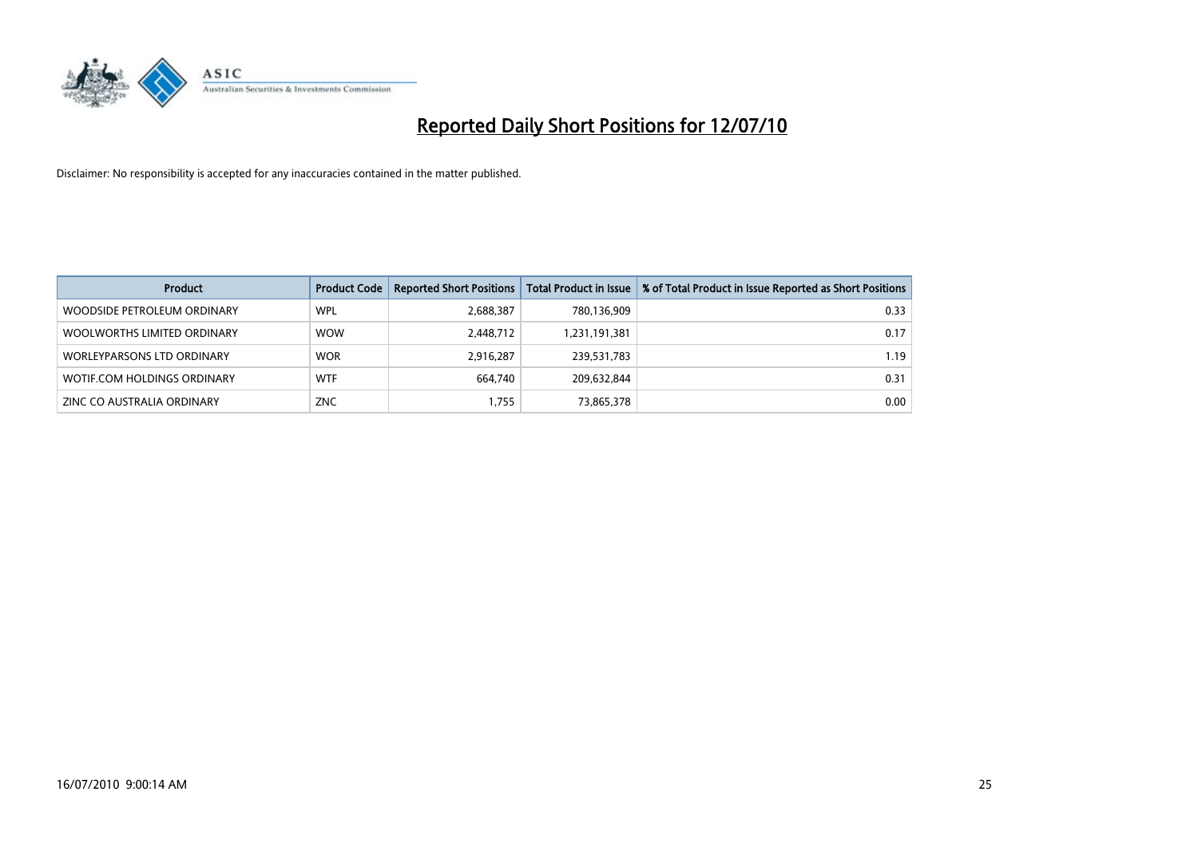# Reported Daily Short Positions for 12/07/10

Disclaimer: No responsibility is accepted for any inaccuracies contained in the matter published.

| Product | Product Code | Reported Short Positions | Total Product in Issue | % of Total Product in Issue Reported as Short Positions |
|---|---|---|---|---|
| WOODSIDE PETROLEUM ORDINARY | WPL | 2,688,387 | 780,136,909 | 0.33 |
| WOOLWORTHS LIMITED ORDINARY | WOW | 2,448,712 | 1,231,191,381 | 0.17 |
| WORLEYPARSONS LTD ORDINARY | WOR | 2,916,287 | 239,531,783 | 1.19 |
| WOTIF.COM HOLDINGS ORDINARY | WTF | 664,740 | 209,632,844 | 0.31 |
| ZINC CO AUSTRALIA ORDINARY | ZNC | 1,755 | 73,865,378 | 0.00 |